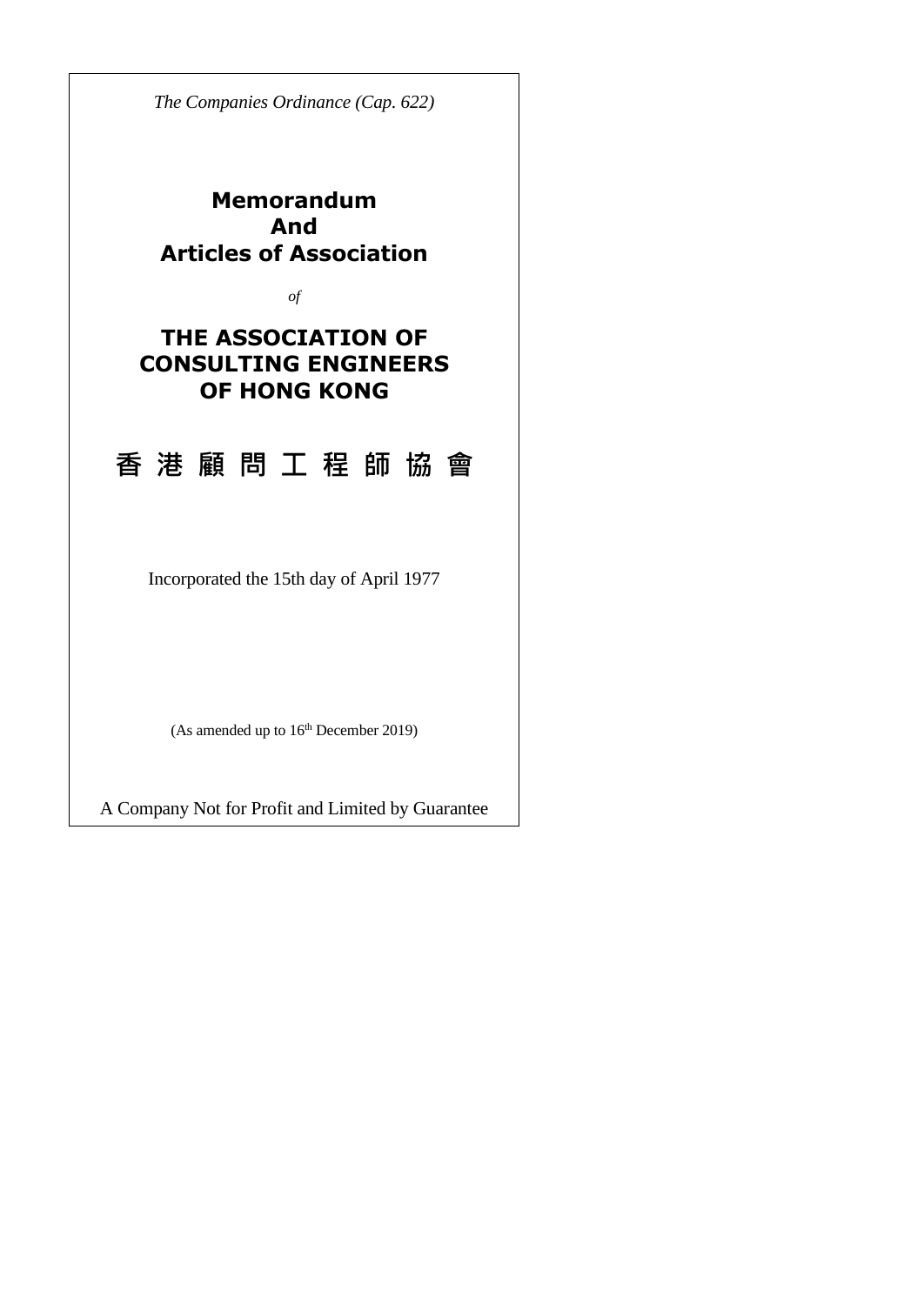*The Companies Ordinance (Cap. 622)*

# Memorandum And Articles of Association

*of*

# THE ASSOCIATION OF CONSULTING ENGINEERS OF HONG KONG

# 香 港 顧 問 工 程 師 協 會

Incorporated the 15th day of April 1977

(As amended up to 16th December 2019)

A Company Not for Profit and Limited by Guarantee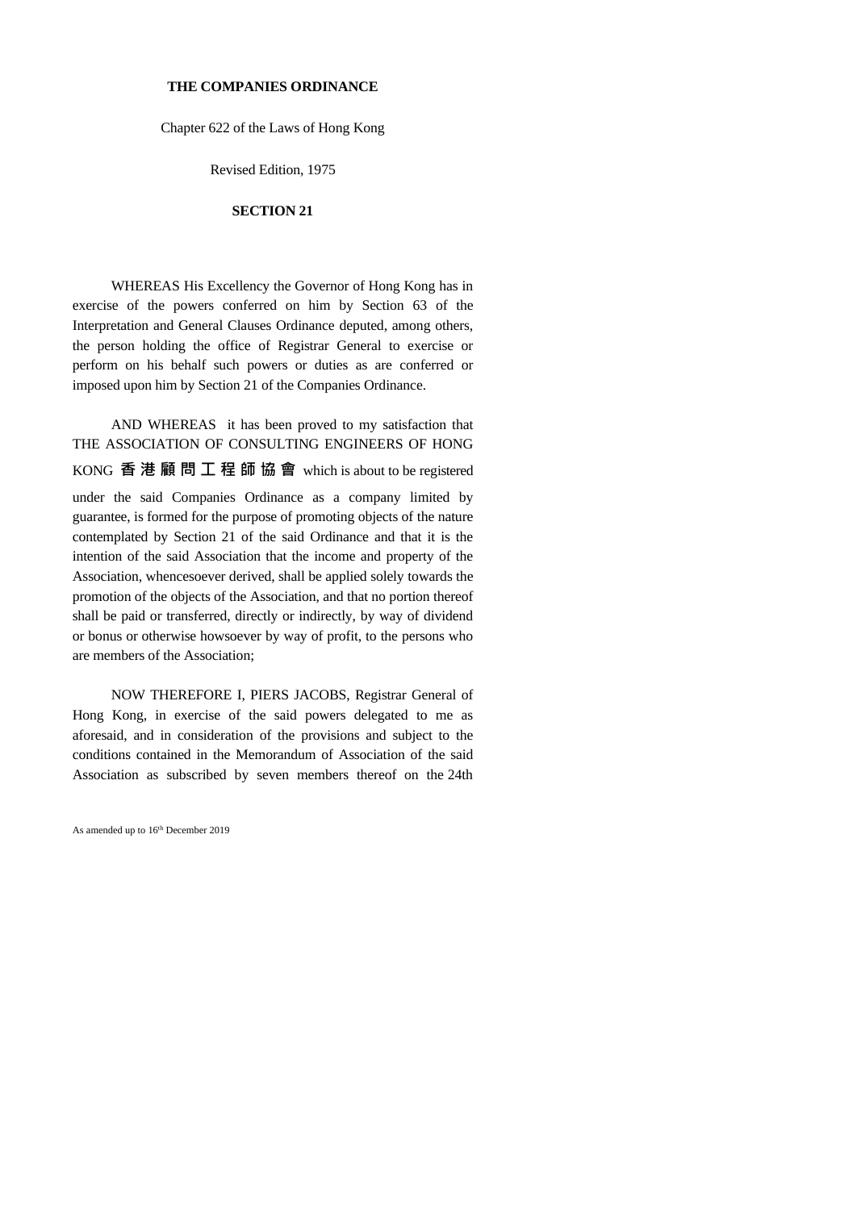**THE COMPANIES ORDINANCE**

Chapter 622 of the Laws of Hong Kong

Revised Edition, 1975

**SECTION 21**

WHEREAS His Excellency the Governor of Hong Kong has in exercise of the powers conferred on him by Section 63 of the Interpretation and General Clauses Ordinance deputed, among others, the person holding the office of Registrar General to exercise or perform on his behalf such powers or duties as are conferred or imposed upon him by Section 21 of the Companies Ordinance.

AND WHEREAS it has been proved to my satisfaction that THE ASSOCIATION OF CONSULTING ENGINEERS OF HONG KONG **香港顧問工程師協會** which is about to be registered under the said Companies Ordinance as a company limited by guarantee, is formed for the purpose of promoting objects of the nature contemplated by Section 21 of the said Ordinance and that it is the intention of the said Association that the income and property of the Association, whencesoever derived, shall be applied solely towards the promotion of the objects of the Association, and that no portion thereof shall be paid or transferred, directly or indirectly, by way of dividend or bonus or otherwise howsoever by way of profit, to the persons who are members of the Association;

NOW THEREFORE I, PIERS JACOBS, Registrar General of Hong Kong, in exercise of the said powers delegated to me as aforesaid, and in consideration of the provisions and subject to the conditions contained in the Memorandum of Association of the said Association as subscribed by seven members thereof on the 24th

As amended up to 16th December 2019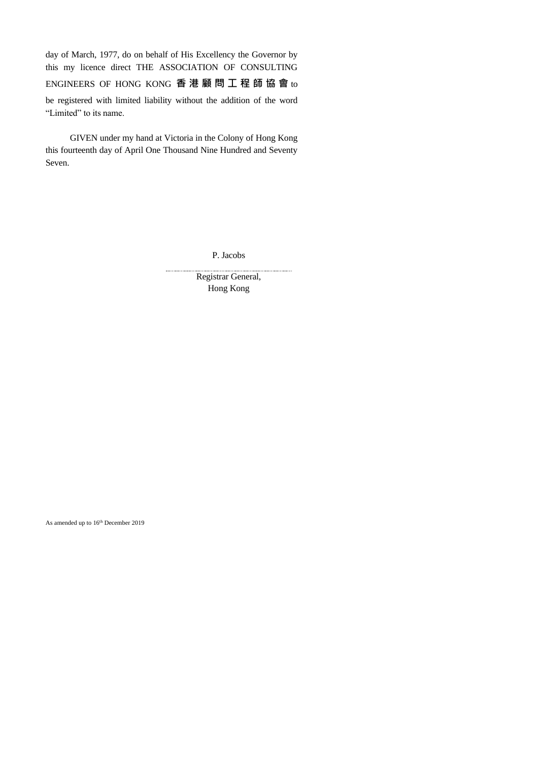day of March, 1977, do on behalf of His Excellency the Governor by this my licence direct THE ASSOCIATION OF CONSULTING ENGINEERS OF HONG KONG **香港顧問工程師協會** to be registered with limited liability without the addition of the word "Limited" to its name.

GIVEN under my hand at Victoria in the Colony of Hong Kong this fourteenth day of April One Thousand Nine Hundred and Seventy Seven.

P. Jacobs

............................................................

Registrar General,
Hong Kong

As amended up to 16th December 2019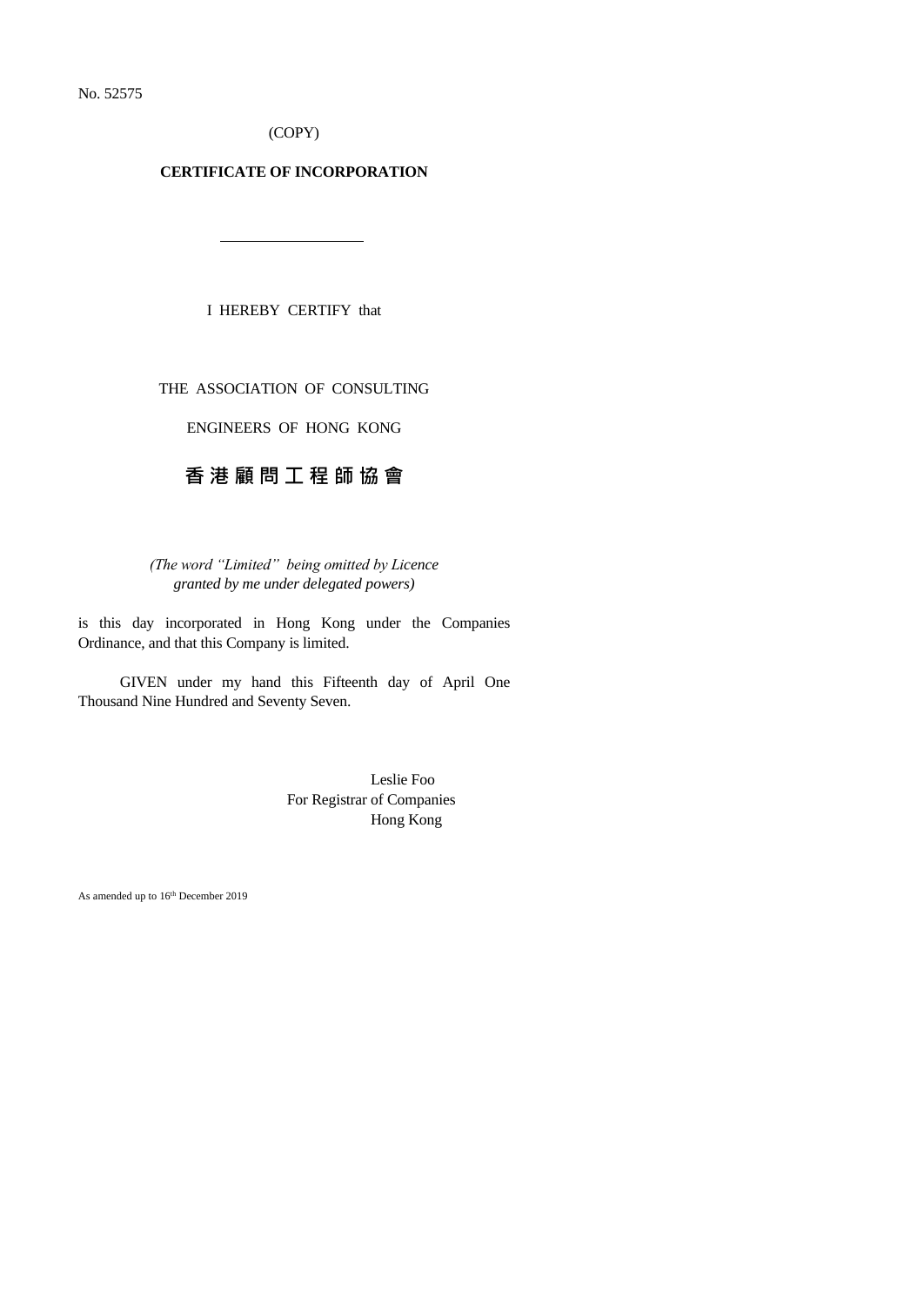No. 52575

(COPY)

**CERTIFICATE OF INCORPORATION**

---

I HEREBY CERTIFY that

THE ASSOCIATION OF CONSULTING

ENGINEERS OF HONG KONG

**香港顧問工程師協會**

*(The word "Limited" being omitted by Licence granted by me under delegated powers)*

is this day incorporated in Hong Kong under the Companies Ordinance, and that this Company is limited.

GIVEN under my hand this Fifteenth day of April One Thousand Nine Hundred and Seventy Seven.

Leslie Foo
For Registrar of Companies
Hong Kong

As amended up to 16th December 2019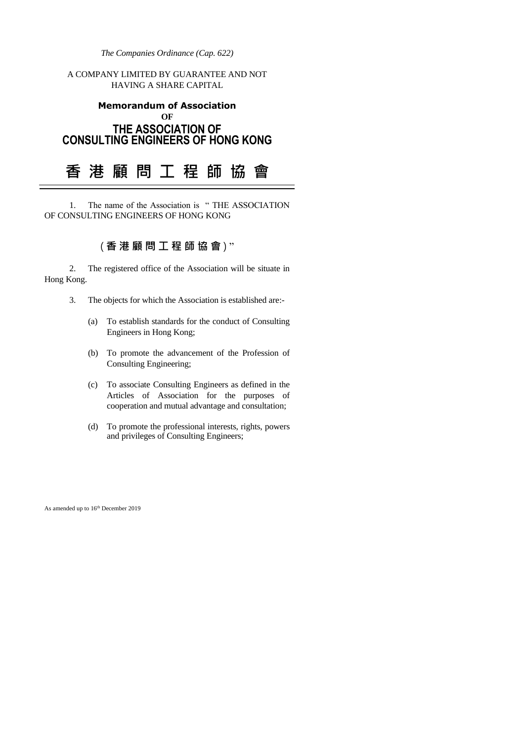*The Companies Ordinance (Cap. 622)*

A COMPANY LIMITED BY GUARANTEE AND NOT HAVING A SHARE CAPITAL

**Memorandum of Association**

**OF**

# THE ASSOCIATION OF CONSULTING ENGINEERS OF HONG KONG

# 香港顧問工程師協會

1. The name of the Association is " THE ASSOCIATION OF CONSULTING ENGINEERS OF HONG KONG

(香港顧問工程師協會)"

2. The registered office of the Association will be situate in Hong Kong.

3. The objects for which the Association is established are:-

   (a) To establish standards for the conduct of Consulting Engineers in Hong Kong;

   (b) To promote the advancement of the Profession of Consulting Engineering;

   (c) To associate Consulting Engineers as defined in the Articles of Association for the purposes of cooperation and mutual advantage and consultation;

   (d) To promote the professional interests, rights, powers and privileges of Consulting Engineers;

As amended up to 16th December 2019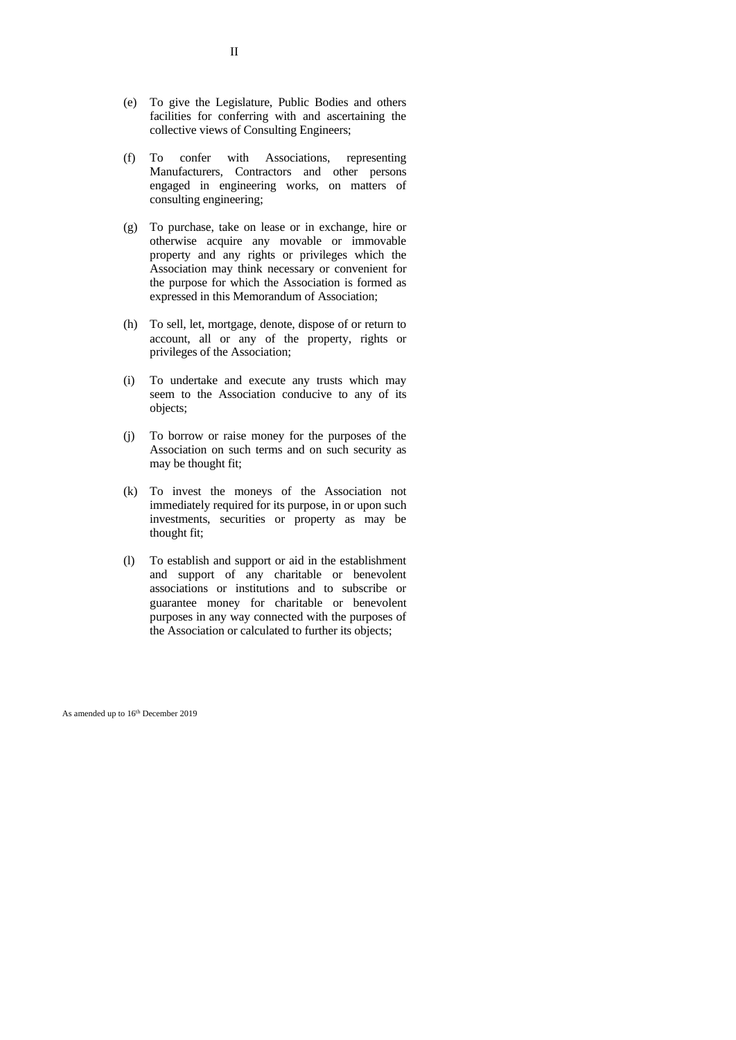(e) To give the Legislature, Public Bodies and others facilities for conferring with and ascertaining the collective views of Consulting Engineers;

(f) To confer with Associations, representing Manufacturers, Contractors and other persons engaged in engineering works, on matters of consulting engineering;

(g) To purchase, take on lease or in exchange, hire or otherwise acquire any movable or immovable property and any rights or privileges which the Association may think necessary or convenient for the purpose for which the Association is formed as expressed in this Memorandum of Association;

(h) To sell, let, mortgage, denote, dispose of or return to account, all or any of the property, rights or privileges of the Association;

(i) To undertake and execute any trusts which may seem to the Association conducive to any of its objects;

(j) To borrow or raise money for the purposes of the Association on such terms and on such security as may be thought fit;

(k) To invest the moneys of the Association not immediately required for its purpose, in or upon such investments, securities or property as may be thought fit;

(l) To establish and support or aid in the establishment and support of any charitable or benevolent associations or institutions and to subscribe or guarantee money for charitable or benevolent purposes in any way connected with the purposes of the Association or calculated to further its objects;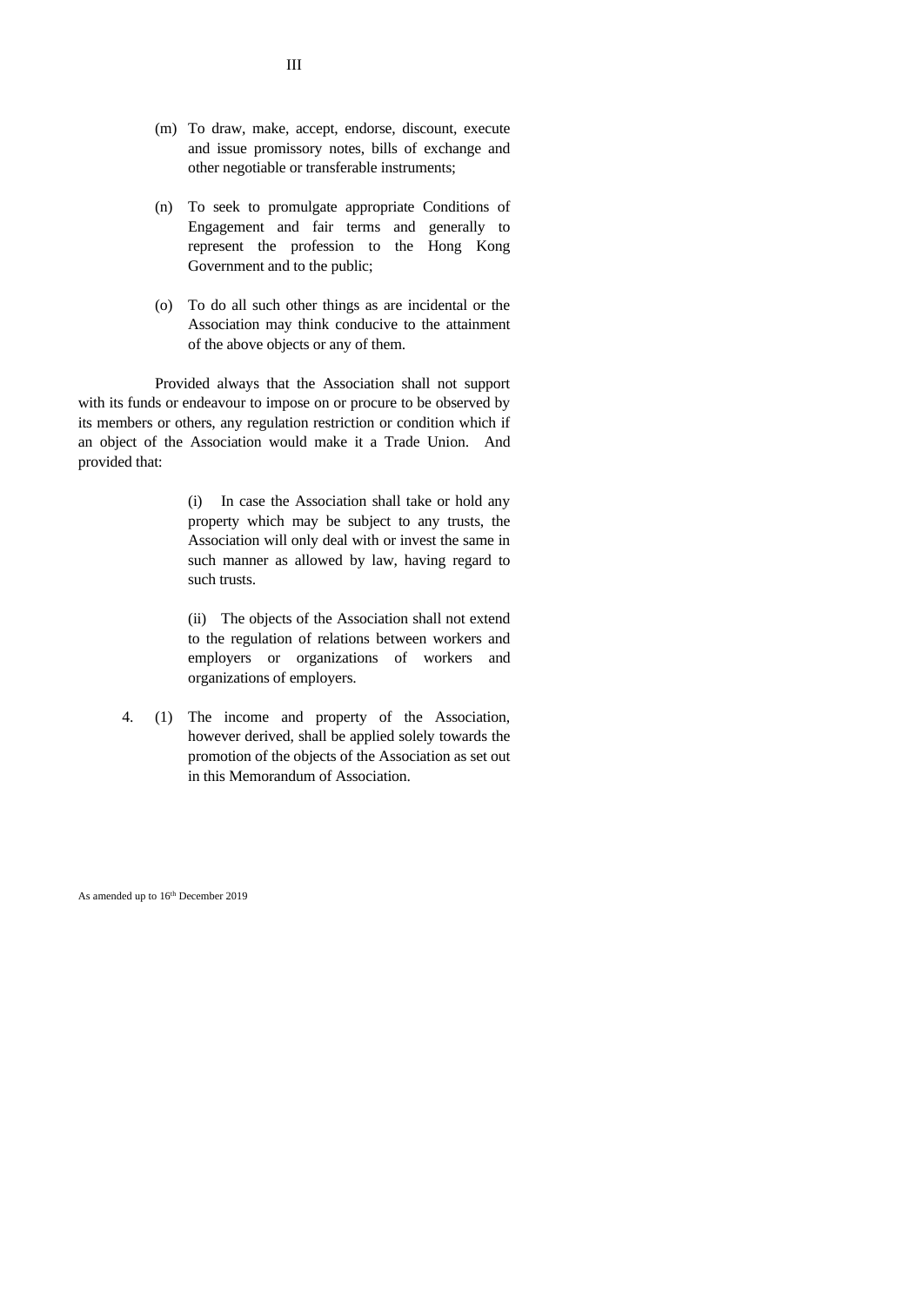(m) To draw, make, accept, endorse, discount, execute and issue promissory notes, bills of exchange and other negotiable or transferable instruments;

(n) To seek to promulgate appropriate Conditions of Engagement and fair terms and generally to represent the profession to the Hong Kong Government and to the public;

(o) To do all such other things as are incidental or the Association may think conducive to the attainment of the above objects or any of them.

Provided always that the Association shall not support with its funds or endeavour to impose on or procure to be observed by its members or others, any regulation restriction or condition which if an object of the Association would make it a Trade Union. And provided that:

(i) In case the Association shall take or hold any property which may be subject to any trusts, the Association will only deal with or invest the same in such manner as allowed by law, having regard to such trusts.

(ii) The objects of the Association shall not extend to the regulation of relations between workers and employers or organizations of workers and organizations of employers.

4. (1) The income and property of the Association, however derived, shall be applied solely towards the promotion of the objects of the Association as set out in this Memorandum of Association.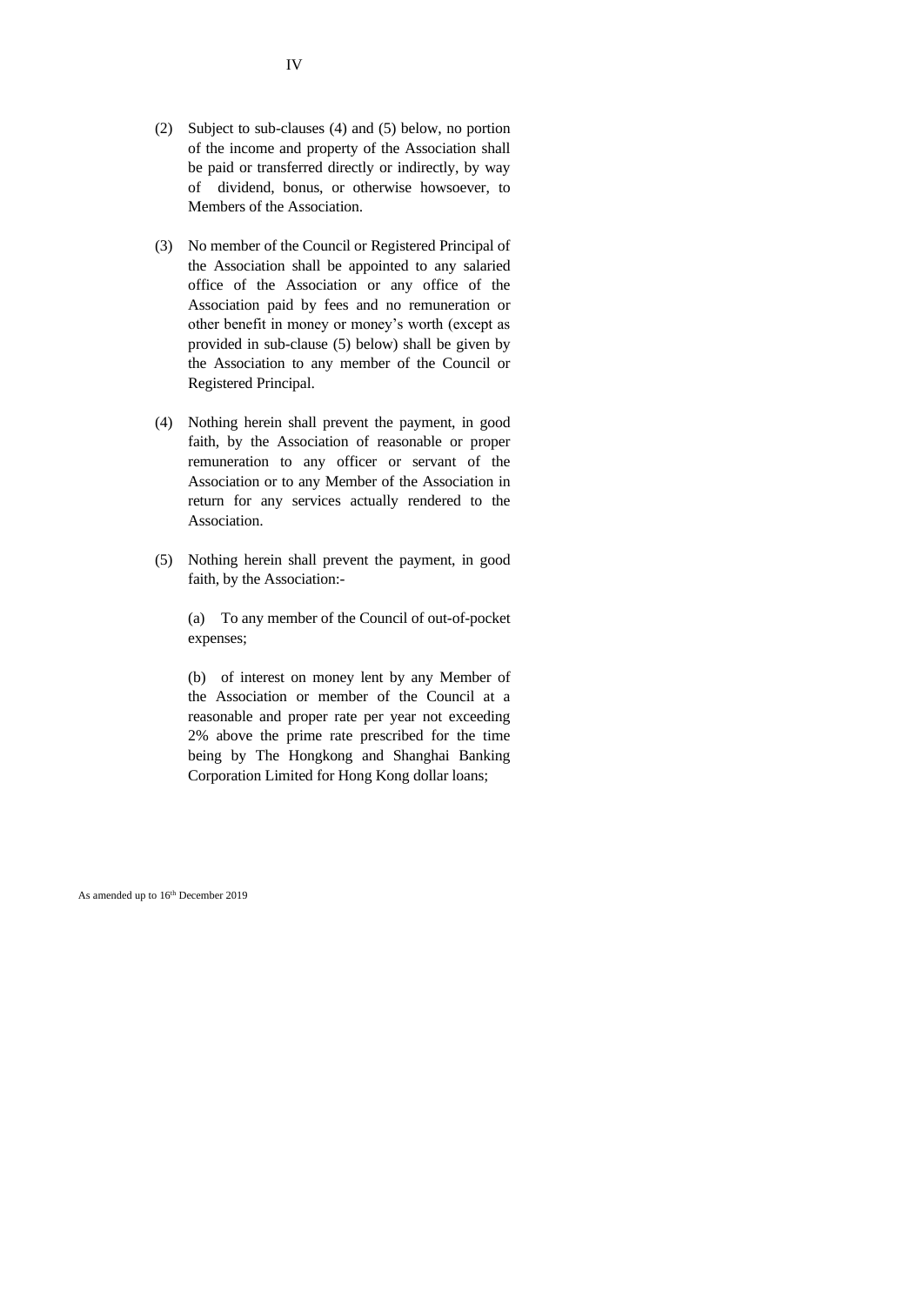(2) Subject to sub-clauses (4) and (5) below, no portion of the income and property of the Association shall be paid or transferred directly or indirectly, by way of dividend, bonus, or otherwise howsoever, to Members of the Association.

(3) No member of the Council or Registered Principal of the Association shall be appointed to any salaried office of the Association or any office of the Association paid by fees and no remuneration or other benefit in money or money's worth (except as provided in sub-clause (5) below) shall be given by the Association to any member of the Council or Registered Principal.

(4) Nothing herein shall prevent the payment, in good faith, by the Association of reasonable or proper remuneration to any officer or servant of the Association or to any Member of the Association in return for any services actually rendered to the Association.

(5) Nothing herein shall prevent the payment, in good faith, by the Association:-

(a) To any member of the Council of out-of-pocket expenses;

(b) of interest on money lent by any Member of the Association or member of the Council at a reasonable and proper rate per year not exceeding 2% above the prime rate prescribed for the time being by The Hongkong and Shanghai Banking Corporation Limited for Hong Kong dollar loans;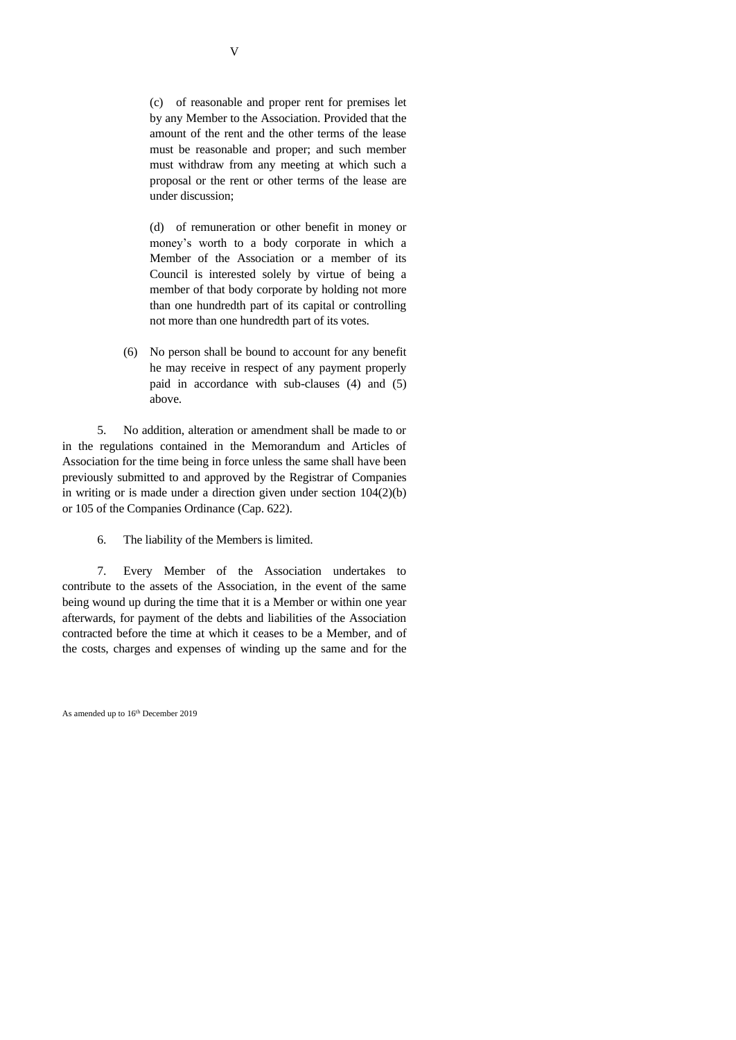(c) of reasonable and proper rent for premises let by any Member to the Association. Provided that the amount of the rent and the other terms of the lease must be reasonable and proper; and such member must withdraw from any meeting at which such a proposal or the rent or other terms of the lease are under discussion;

(d) of remuneration or other benefit in money or money's worth to a body corporate in which a Member of the Association or a member of its Council is interested solely by virtue of being a member of that body corporate by holding not more than one hundredth part of its capital or controlling not more than one hundredth part of its votes.

(6) No person shall be bound to account for any benefit he may receive in respect of any payment properly paid in accordance with sub-clauses (4) and (5) above.

5. No addition, alteration or amendment shall be made to or in the regulations contained in the Memorandum and Articles of Association for the time being in force unless the same shall have been previously submitted to and approved by the Registrar of Companies in writing or is made under a direction given under section 104(2)(b) or 105 of the Companies Ordinance (Cap. 622).

6. The liability of the Members is limited.

7. Every Member of the Association undertakes to contribute to the assets of the Association, in the event of the same being wound up during the time that it is a Member or within one year afterwards, for payment of the debts and liabilities of the Association contracted before the time at which it ceases to be a Member, and of the costs, charges and expenses of winding up the same and for the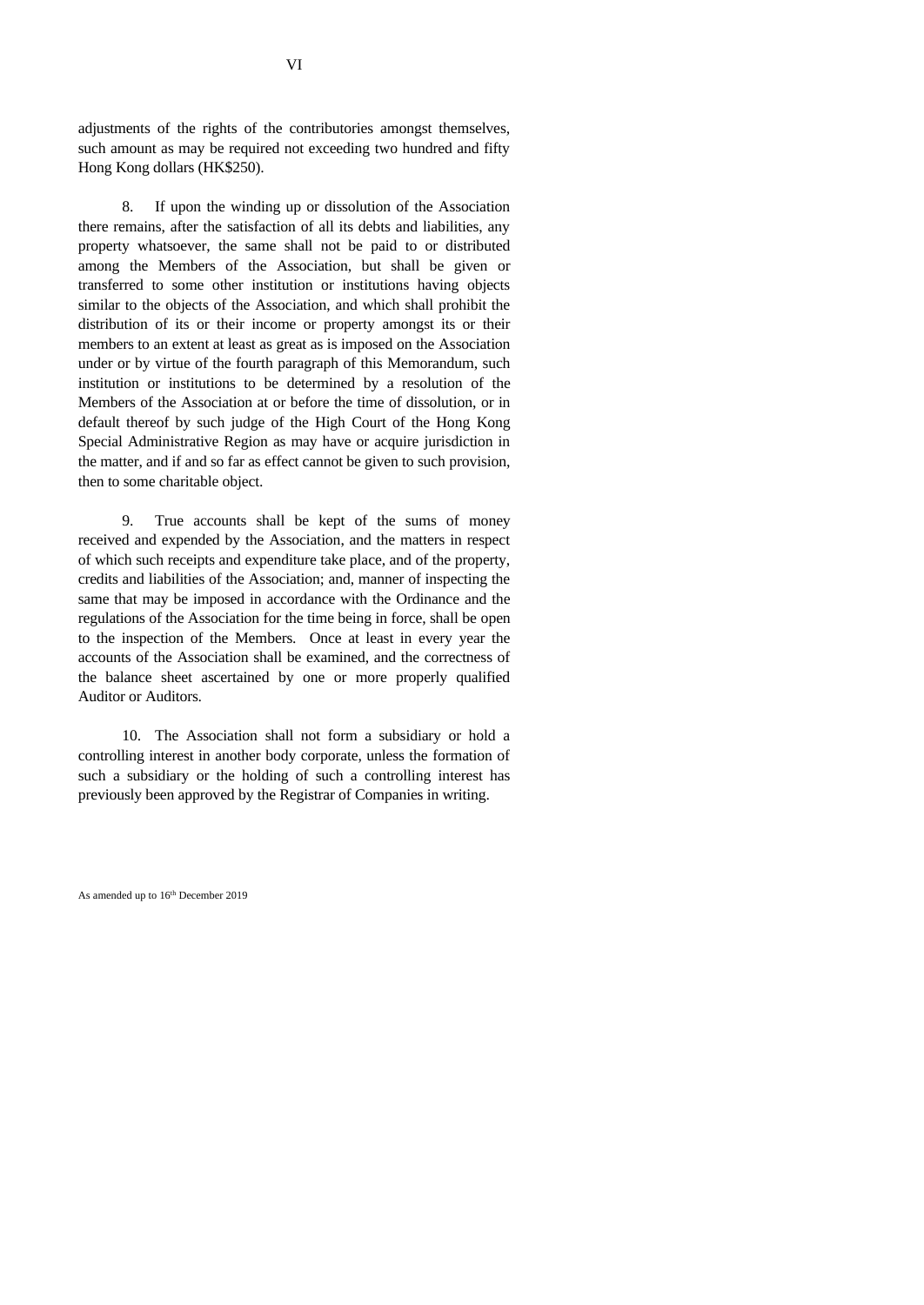adjustments of the rights of the contributories amongst themselves, such amount as may be required not exceeding two hundred and fifty Hong Kong dollars (HK$250).

8. If upon the winding up or dissolution of the Association there remains, after the satisfaction of all its debts and liabilities, any property whatsoever, the same shall not be paid to or distributed among the Members of the Association, but shall be given or transferred to some other institution or institutions having objects similar to the objects of the Association, and which shall prohibit the distribution of its or their income or property amongst its or their members to an extent at least as great as is imposed on the Association under or by virtue of the fourth paragraph of this Memorandum, such institution or institutions to be determined by a resolution of the Members of the Association at or before the time of dissolution, or in default thereof by such judge of the High Court of the Hong Kong Special Administrative Region as may have or acquire jurisdiction in the matter, and if and so far as effect cannot be given to such provision, then to some charitable object.

9. True accounts shall be kept of the sums of money received and expended by the Association, and the matters in respect of which such receipts and expenditure take place, and of the property, credits and liabilities of the Association; and, manner of inspecting the same that may be imposed in accordance with the Ordinance and the regulations of the Association for the time being in force, shall be open to the inspection of the Members. Once at least in every year the accounts of the Association shall be examined, and the correctness of the balance sheet ascertained by one or more properly qualified Auditor or Auditors.

10. The Association shall not form a subsidiary or hold a controlling interest in another body corporate, unless the formation of such a subsidiary or the holding of such a controlling interest has previously been approved by the Registrar of Companies in writing.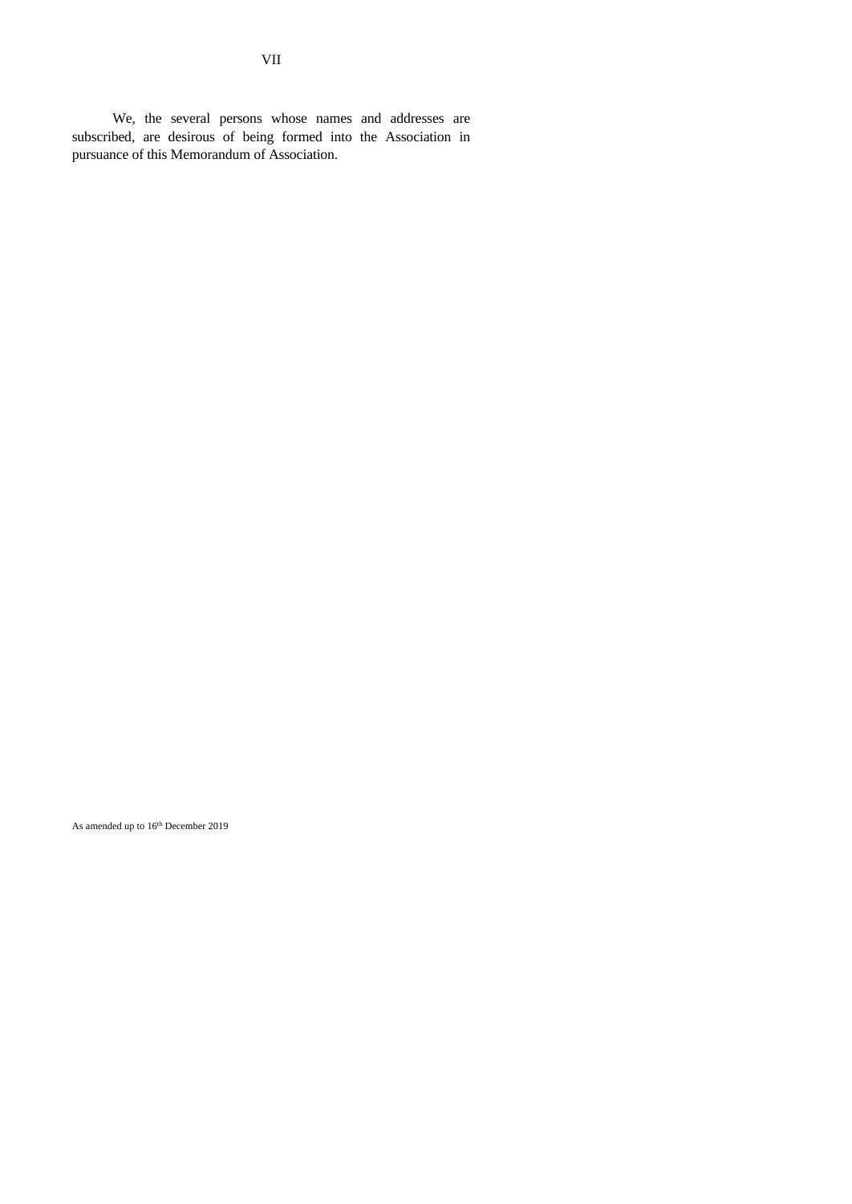# VII

We, the several persons whose names and addresses are subscribed, are desirous of being formed into the Association in pursuance of this Memorandum of Association.

As amended up to 16th December 2019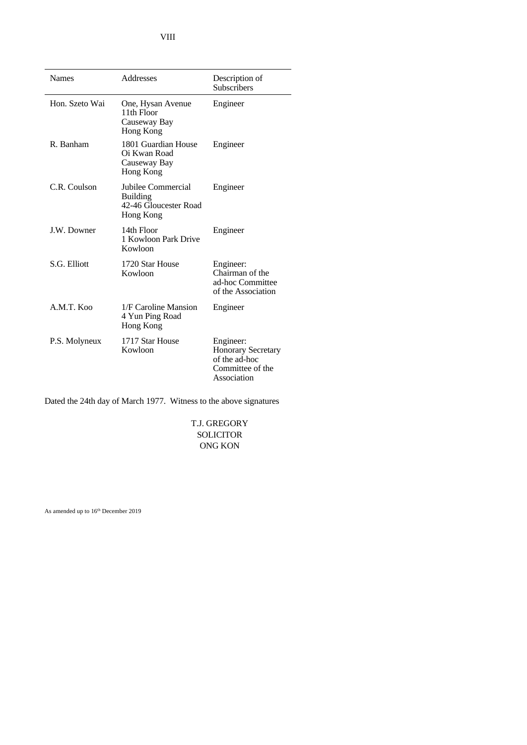| Names | Addresses | Description of Subscribers |
|---|---|---|
| Hon. Szeto Wai | One, Hysan Avenue<br>11th Floor<br>Causeway Bay<br>Hong Kong | Engineer |
| R. Banham | 1801 Guardian House<br>Oi Kwan Road<br>Causeway Bay<br>Hong Kong | Engineer |
| C.R. Coulson | Jubilee Commercial Building<br>42-46 Gloucester Road<br>Hong Kong | Engineer |
| J.W. Downer | 14th Floor<br>1 Kowloon Park Drive<br>Kowloon | Engineer |
| S.G. Elliott | 1720 Star House<br>Kowloon | Engineer:<br>Chairman of the ad-hoc Committee of the Association |
| A.M.T. Koo | 1/F Caroline Mansion<br>4 Yun Ping Road<br>Hong Kong | Engineer |
| P.S. Molyneux | 1717 Star House<br>Kowloon | Engineer:<br>Honorary Secretary of the ad-hoc Committee of the Association |

Dated the 24th day of March 1977. Witness to the above signatures

T.J. GREGORY
SOLICITOR
ONG KON

As amended up to 16th December 2019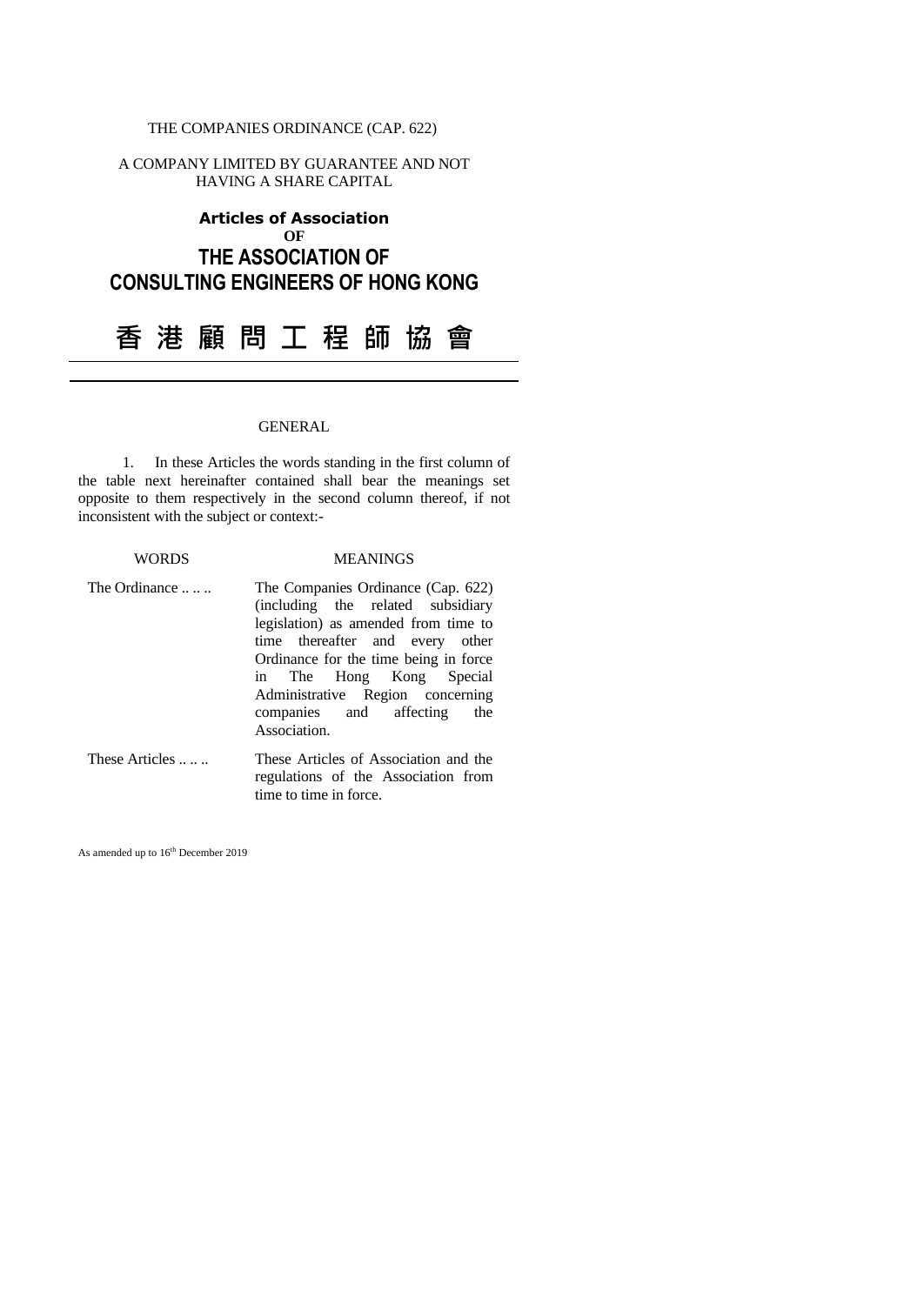THE COMPANIES ORDINANCE (CAP. 622)

A COMPANY LIMITED BY GUARANTEE AND NOT HAVING A SHARE CAPITAL

# Articles of Association
OF
# THE ASSOCIATION OF CONSULTING ENGINEERS OF HONG KONG

# 香 港 顧 問 工 程 師 協 會

---

## GENERAL

1. In these Articles the words standing in the first column of the table next hereinafter contained shall bear the meanings set opposite to them respectively in the second column thereof, if not inconsistent with the subject or context:-

| WORDS | MEANINGS |
|---|---|
| The Ordinance .. .. .. | The Companies Ordinance (Cap. 622) (including the related subsidiary legislation) as amended from time to time thereafter and every other Ordinance for the time being in force in The Hong Kong Special Administrative Region concerning companies and affecting the Association. |
| These Articles .. .. .. | These Articles of Association and the regulations of the Association from time to time in force. |

As amended up to 16th December 2019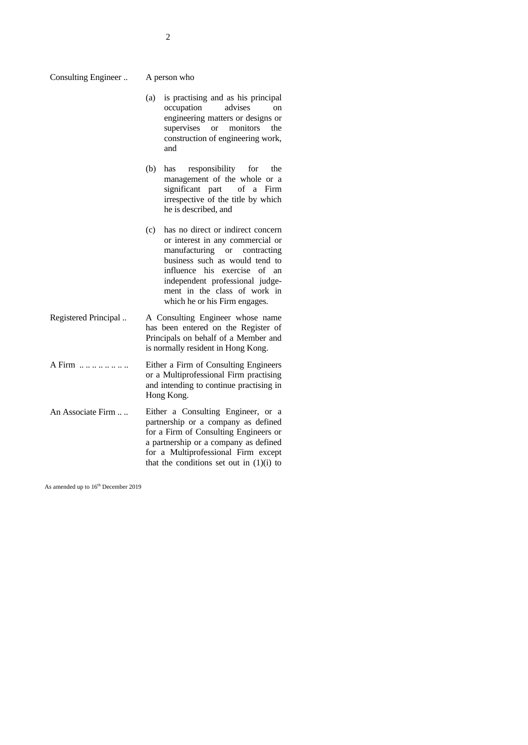**Consulting Engineer ..** A person who

(a) is practising and as his principal occupation advises on engineering matters or designs or supervises or monitors the construction of engineering work, and

(b) has responsibility for the management of the whole or a significant part of a Firm irrespective of the title by which he is described, and

(c) has no direct or indirect concern or interest in any commercial or manufacturing or contracting business such as would tend to influence his exercise of an independent professional judgement in the class of work in which he or his Firm engages.

**Registered Principal ..** A Consulting Engineer whose name has been entered on the Register of Principals on behalf of a Member and is normally resident in Hong Kong.

**A Firm .. .. .. .. .. .. ..** Either a Firm of Consulting Engineers or a Multiprofessional Firm practising and intending to continue practising in Hong Kong.

**An Associate Firm .. ..** Either a Consulting Engineer, or a partnership or a company as defined for a Firm of Consulting Engineers or a partnership or a company as defined for a Multiprofessional Firm except that the conditions set out in (1)(i) to

As amended up to 16th December 2019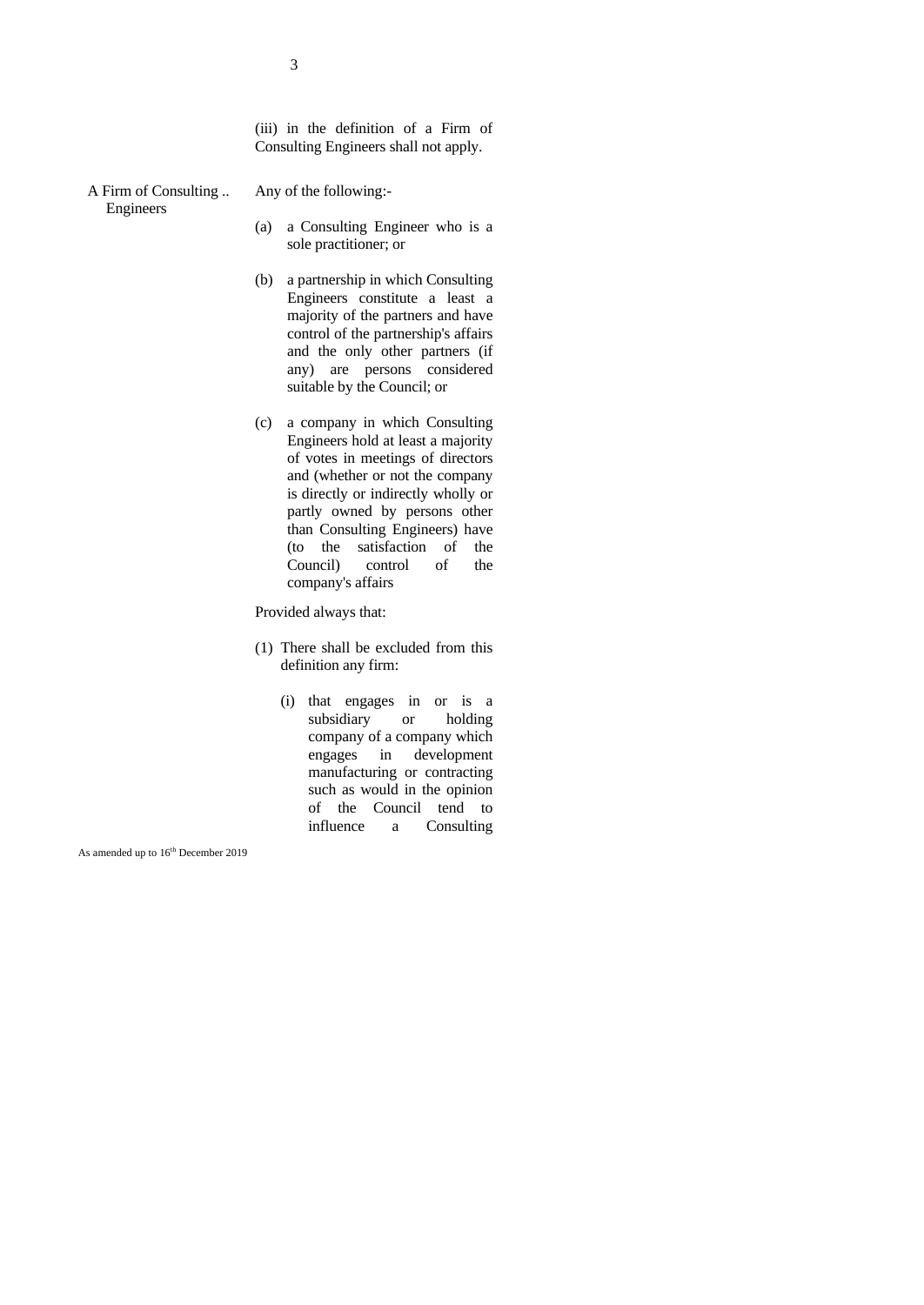(iii) in the definition of a Firm of Consulting Engineers shall not apply.

**A Firm of Consulting Engineers** .. Any of the following:-

(a) a Consulting Engineer who is a sole practitioner; or

(b) a partnership in which Consulting Engineers constitute a least a majority of the partners and have control of the partnership's affairs and the only other partners (if any) are persons considered suitable by the Council; or

(c) a company in which Consulting Engineers hold at least a majority of votes in meetings of directors and (whether or not the company is directly or indirectly wholly or partly owned by persons other than Consulting Engineers) have (to the satisfaction of the Council) control of the company's affairs

Provided always that:

(1) There shall be excluded from this definition any firm:

   (i) that engages in or is a subsidiary or holding company of a company which engages in development manufacturing or contracting such as would in the opinion of the Council tend to influence a Consulting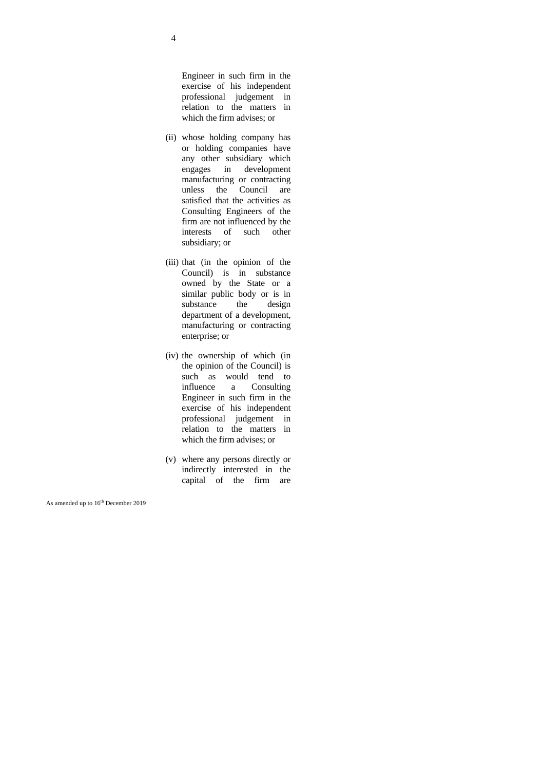Engineer in such firm in the exercise of his independent professional judgement in relation to the matters in which the firm advises; or

(ii) whose holding company has or holding companies have any other subsidiary which engages in development manufacturing or contracting unless the Council are satisfied that the activities as Consulting Engineers of the firm are not influenced by the interests of such other subsidiary; or

(iii) that (in the opinion of the Council) is in substance owned by the State or a similar public body or is in substance the design department of a development, manufacturing or contracting enterprise; or

(iv) the ownership of which (in the opinion of the Council) is such as would tend to influence a Consulting Engineer in such firm in the exercise of his independent professional judgement in relation to the matters in which the firm advises; or

(v) where any persons directly or indirectly interested in the capital of the firm are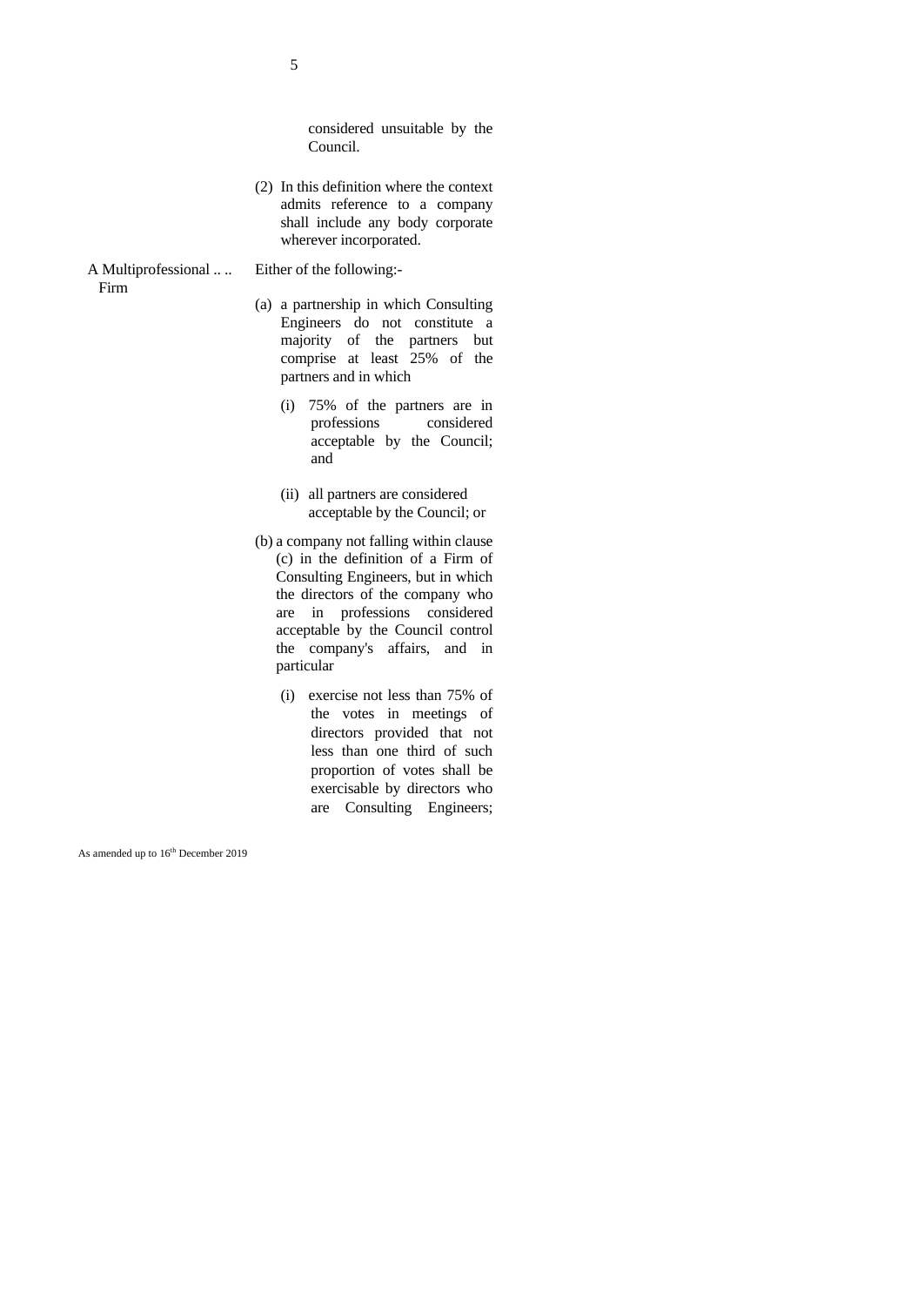considered unsuitable by the Council.

(2) In this definition where the context admits reference to a company shall include any body corporate wherever incorporated.

A Multiprofessional .. .. Firm — Either of the following:-

(a) a partnership in which Consulting Engineers do not constitute a majority of the partners but comprise at least 25% of the partners and in which

   (i) 75% of the partners are in professions considered acceptable by the Council; and

   (ii) all partners are considered acceptable by the Council; or

(b) a company not falling within clause (c) in the definition of a Firm of Consulting Engineers, but in which the directors of the company who are in professions considered acceptable by the Council control the company's affairs, and in particular

   (i) exercise not less than 75% of the votes in meetings of directors provided that not less than one third of such proportion of votes shall be exercisable by directors who are Consulting Engineers;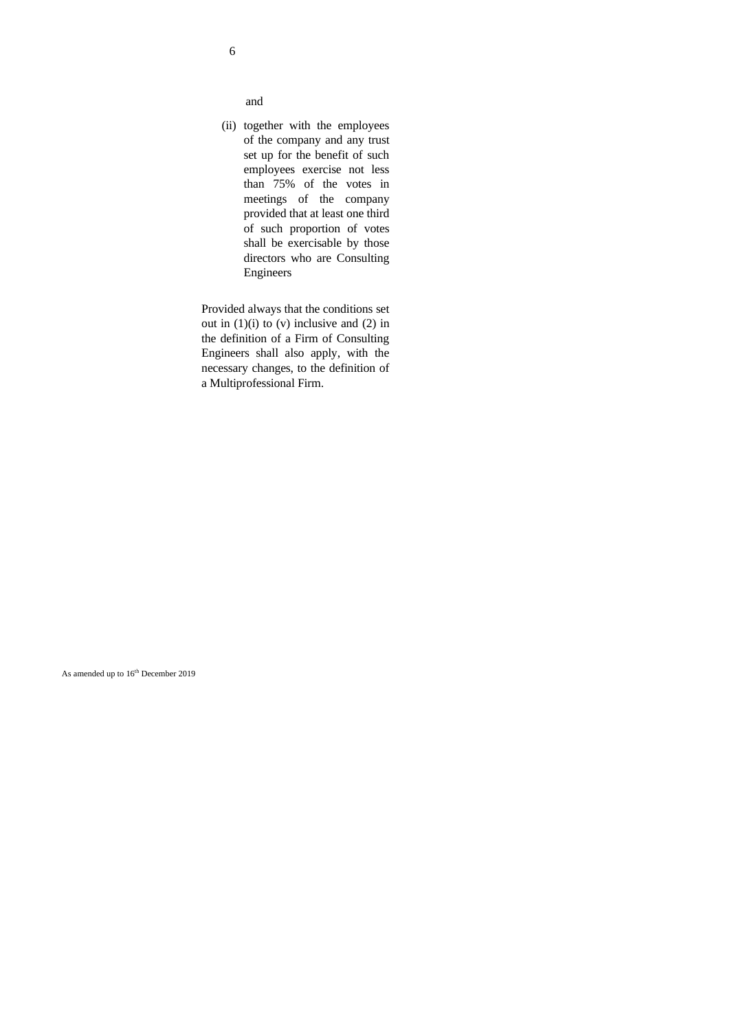and

(ii) together with the employees of the company and any trust set up for the benefit of such employees exercise not less than 75% of the votes in meetings of the company provided that at least one third of such proportion of votes shall be exercisable by those directors who are Consulting Engineers

Provided always that the conditions set out in (1)(i) to (v) inclusive and (2) in the definition of a Firm of Consulting Engineers shall also apply, with the necessary changes, to the definition of a Multiprofessional Firm.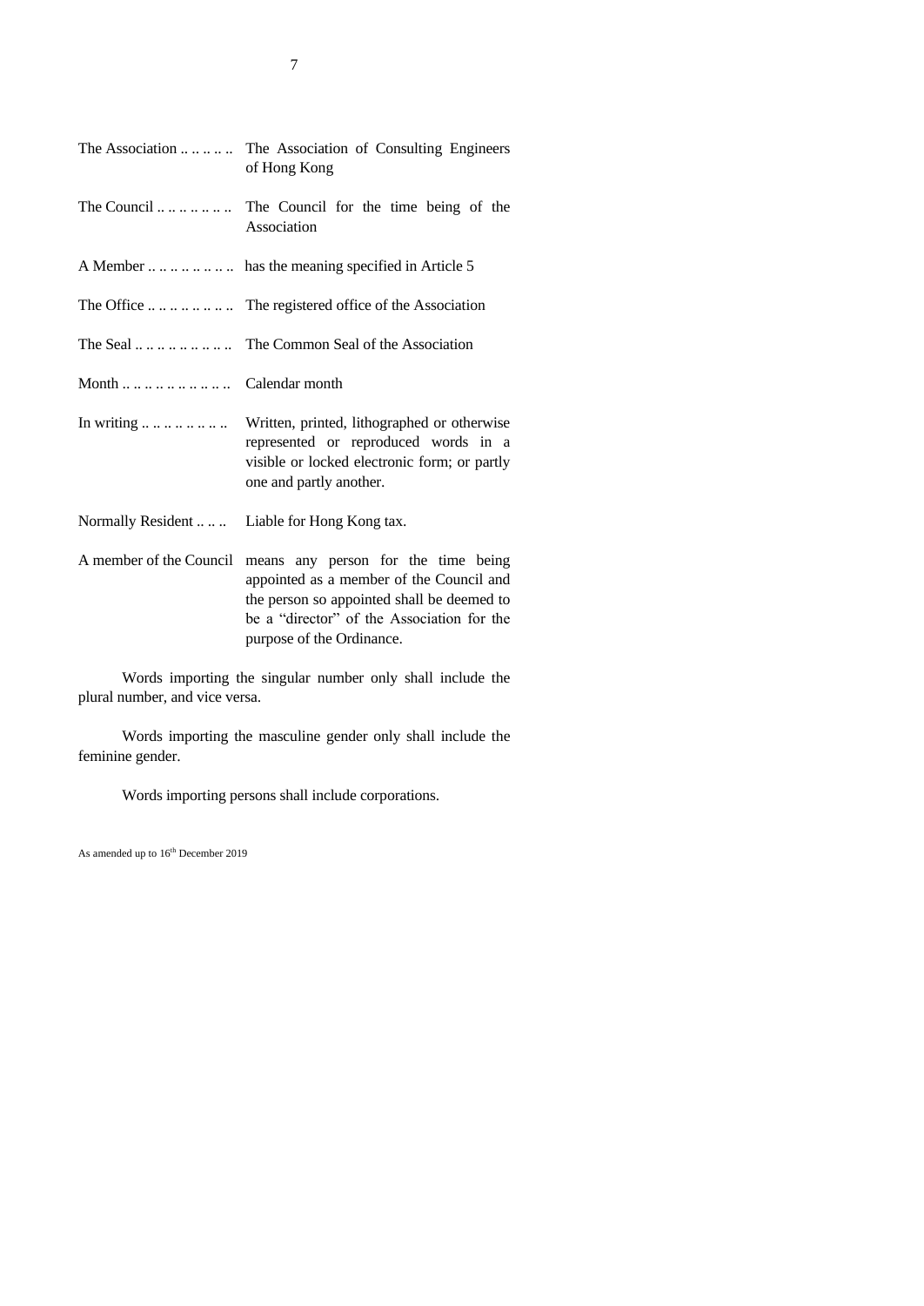| | |
|---|---|
| The Association .. .. .. .. .. | The Association of Consulting Engineers of Hong Kong |
| The Council .. .. .. .. .. .. .. | The Council for the time being of the Association |
| A Member .. .. .. .. .. .. .. .. | has the meaning specified in Article 5 |
| The Office .. .. .. .. .. .. .. .. | The registered office of the Association |
| The Seal .. .. .. .. .. .. .. .. .. | The Common Seal of the Association |
| Month .. .. .. .. .. .. .. .. .. .. | Calendar month |
| In writing .. .. .. .. .. .. .. .. | Written, printed, lithographed or otherwise represented or reproduced words in a visible or locked electronic form; or partly one and partly another. |
| Normally Resident .. .. .. | Liable for Hong Kong tax. |
| A member of the Council | means any person for the time being appointed as a member of the Council and the person so appointed shall be deemed to be a "director" of the Association for the purpose of the Ordinance. |

Words importing the singular number only shall include the plural number, and vice versa.

Words importing the masculine gender only shall include the feminine gender.

Words importing persons shall include corporations.

As amended up to 16th December 2019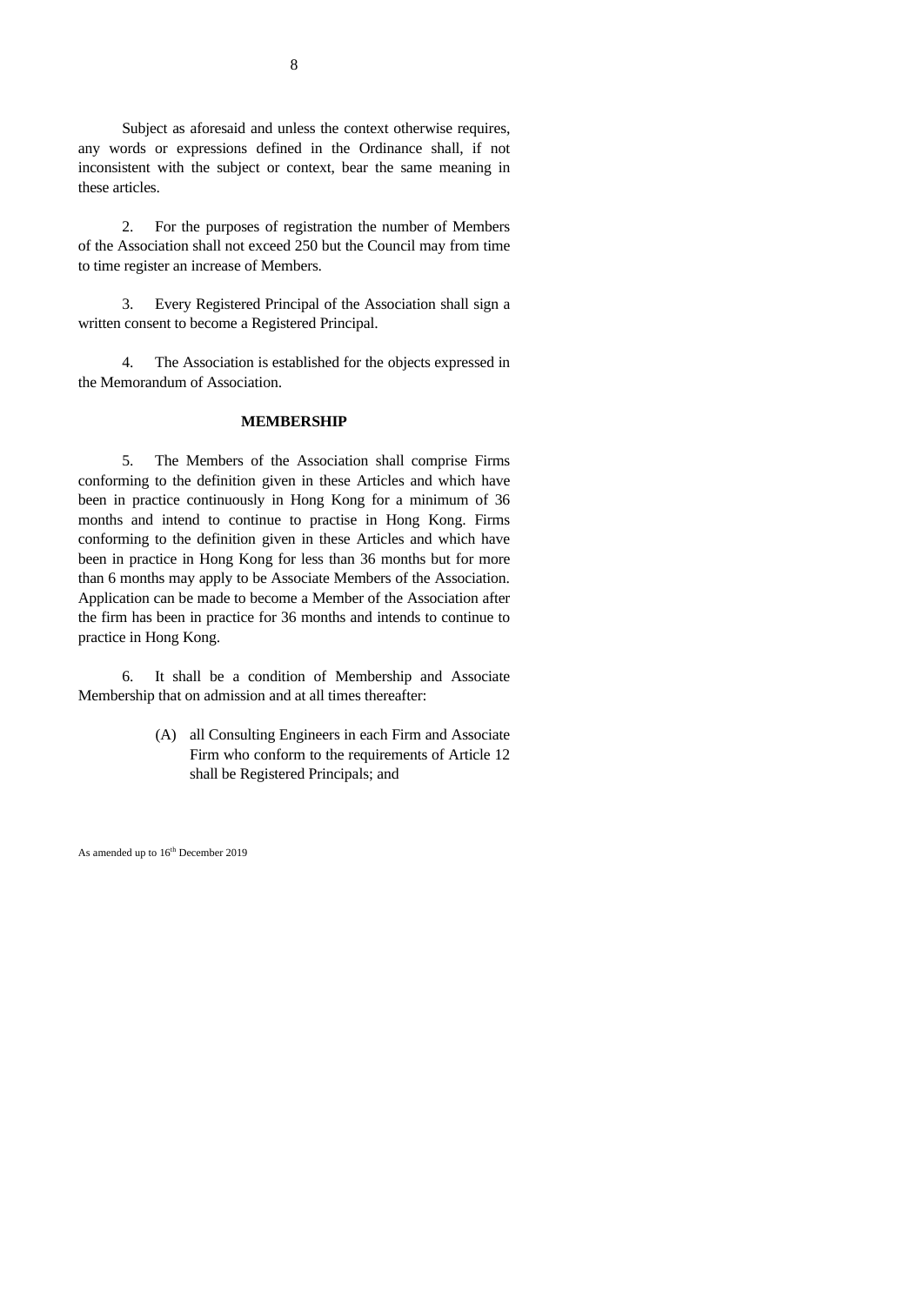Subject as aforesaid and unless the context otherwise requires, any words or expressions defined in the Ordinance shall, if not inconsistent with the subject or context, bear the same meaning in these articles.

2. For the purposes of registration the number of Members of the Association shall not exceed 250 but the Council may from time to time register an increase of Members.

3. Every Registered Principal of the Association shall sign a written consent to become a Registered Principal.

4. The Association is established for the objects expressed in the Memorandum of Association.

**MEMBERSHIP**

5. The Members of the Association shall comprise Firms conforming to the definition given in these Articles and which have been in practice continuously in Hong Kong for a minimum of 36 months and intend to continue to practise in Hong Kong. Firms conforming to the definition given in these Articles and which have been in practice in Hong Kong for less than 36 months but for more than 6 months may apply to be Associate Members of the Association. Application can be made to become a Member of the Association after the firm has been in practice for 36 months and intends to continue to practice in Hong Kong.

6. It shall be a condition of Membership and Associate Membership that on admission and at all times thereafter:

(A) all Consulting Engineers in each Firm and Associate Firm who conform to the requirements of Article 12 shall be Registered Principals; and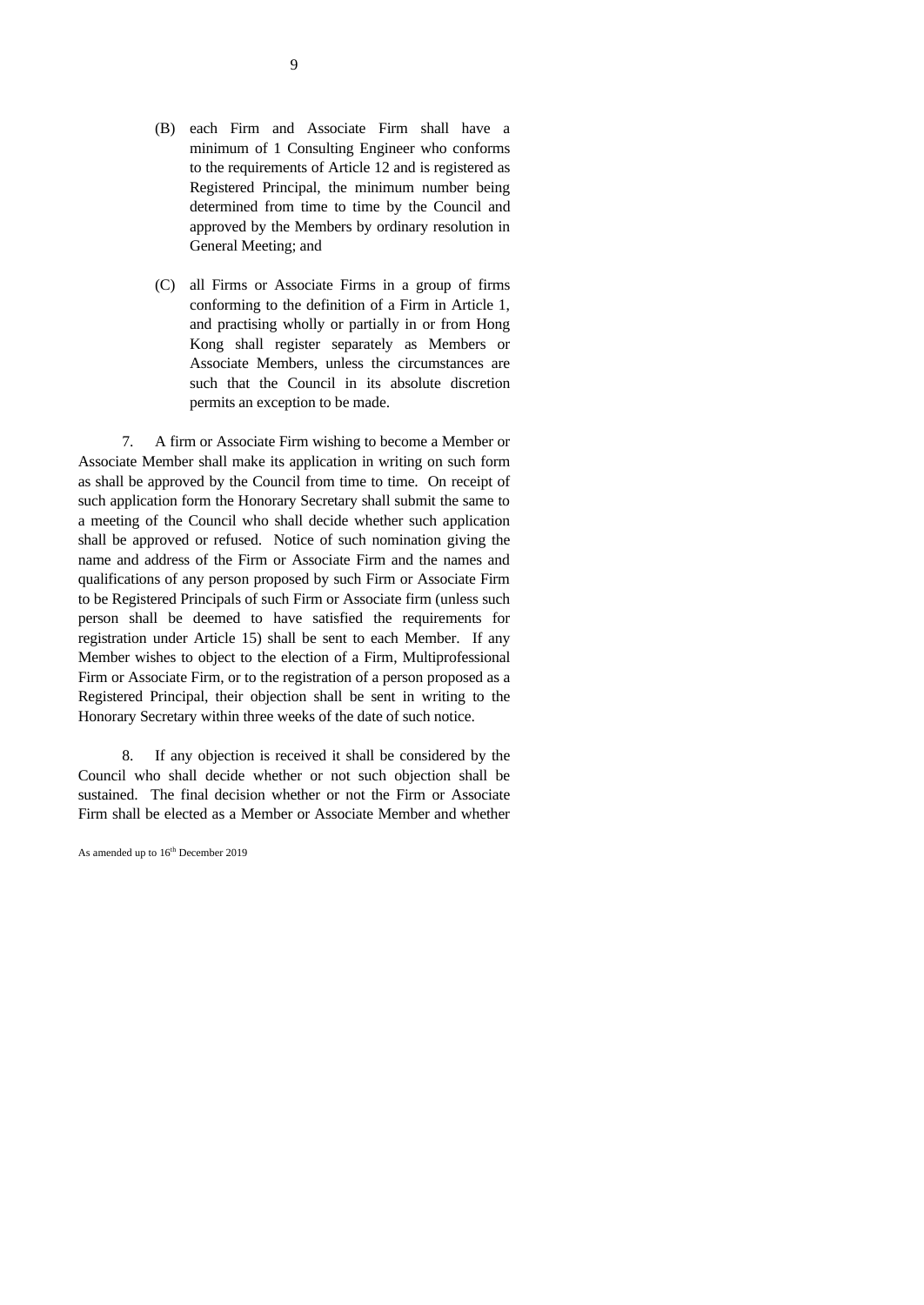(B) each Firm and Associate Firm shall have a minimum of 1 Consulting Engineer who conforms to the requirements of Article 12 and is registered as Registered Principal, the minimum number being determined from time to time by the Council and approved by the Members by ordinary resolution in General Meeting; and

(C) all Firms or Associate Firms in a group of firms conforming to the definition of a Firm in Article 1, and practising wholly or partially in or from Hong Kong shall register separately as Members or Associate Members, unless the circumstances are such that the Council in its absolute discretion permits an exception to be made.

7. A firm or Associate Firm wishing to become a Member or Associate Member shall make its application in writing on such form as shall be approved by the Council from time to time. On receipt of such application form the Honorary Secretary shall submit the same to a meeting of the Council who shall decide whether such application shall be approved or refused. Notice of such nomination giving the name and address of the Firm or Associate Firm and the names and qualifications of any person proposed by such Firm or Associate Firm to be Registered Principals of such Firm or Associate firm (unless such person shall be deemed to have satisfied the requirements for registration under Article 15) shall be sent to each Member. If any Member wishes to object to the election of a Firm, Multiprofessional Firm or Associate Firm, or to the registration of a person proposed as a Registered Principal, their objection shall be sent in writing to the Honorary Secretary within three weeks of the date of such notice.

8. If any objection is received it shall be considered by the Council who shall decide whether or not such objection shall be sustained. The final decision whether or not the Firm or Associate Firm shall be elected as a Member or Associate Member and whether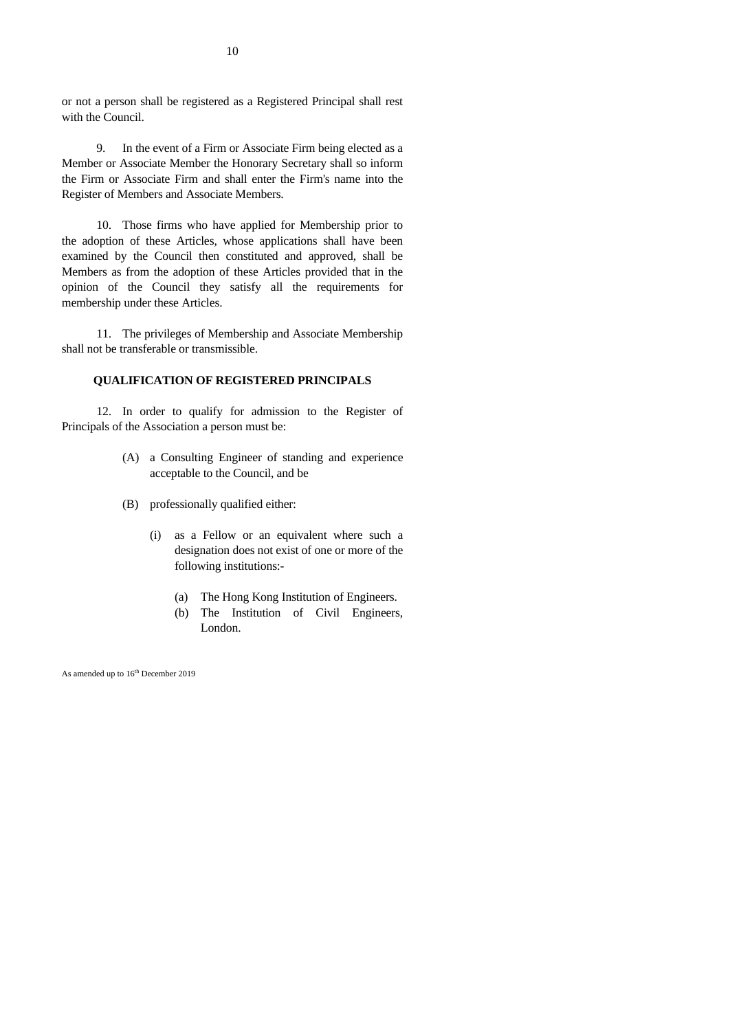or not a person shall be registered as a Registered Principal shall rest with the Council.

9. In the event of a Firm or Associate Firm being elected as a Member or Associate Member the Honorary Secretary shall so inform the Firm or Associate Firm and shall enter the Firm's name into the Register of Members and Associate Members.

10. Those firms who have applied for Membership prior to the adoption of these Articles, whose applications shall have been examined by the Council then constituted and approved, shall be Members as from the adoption of these Articles provided that in the opinion of the Council they satisfy all the requirements for membership under these Articles.

11. The privileges of Membership and Associate Membership shall not be transferable or transmissible.

**QUALIFICATION OF REGISTERED PRINCIPALS**

12. In order to qualify for admission to the Register of Principals of the Association a person must be:

(A) a Consulting Engineer of standing and experience acceptable to the Council, and be

(B) professionally qualified either:

(i) as a Fellow or an equivalent where such a designation does not exist of one or more of the following institutions:-

(a) The Hong Kong Institution of Engineers.
(b) The Institution of Civil Engineers, London.

As amended up to 16th December 2019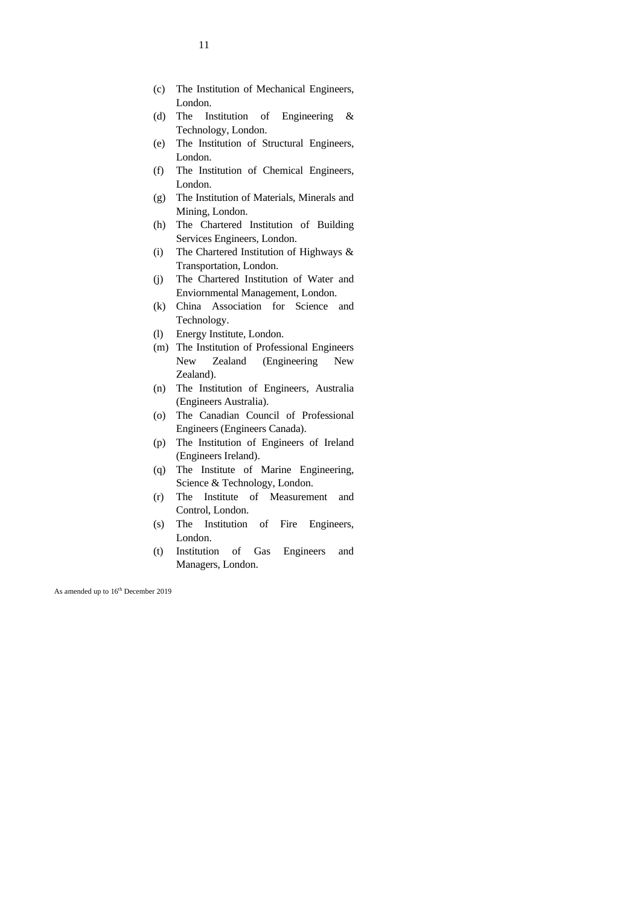(c) The Institution of Mechanical Engineers, London.

(d) The Institution of Engineering & Technology, London.

(e) The Institution of Structural Engineers, London.

(f) The Institution of Chemical Engineers, London.

(g) The Institution of Materials, Minerals and Mining, London.

(h) The Chartered Institution of Building Services Engineers, London.

(i) The Chartered Institution of Highways & Transportation, London.

(j) The Chartered Institution of Water and Enviornmental Management, London.

(k) China Association for Science and Technology.

(l) Energy Institute, London.

(m) The Institution of Professional Engineers New Zealand (Engineering New Zealand).

(n) The Institution of Engineers, Australia (Engineers Australia).

(o) The Canadian Council of Professional Engineers (Engineers Canada).

(p) The Institution of Engineers of Ireland (Engineers Ireland).

(q) The Institute of Marine Engineering, Science & Technology, London.

(r) The Institute of Measurement and Control, London.

(s) The Institution of Fire Engineers, London.

(t) Institution of Gas Engineers and Managers, London.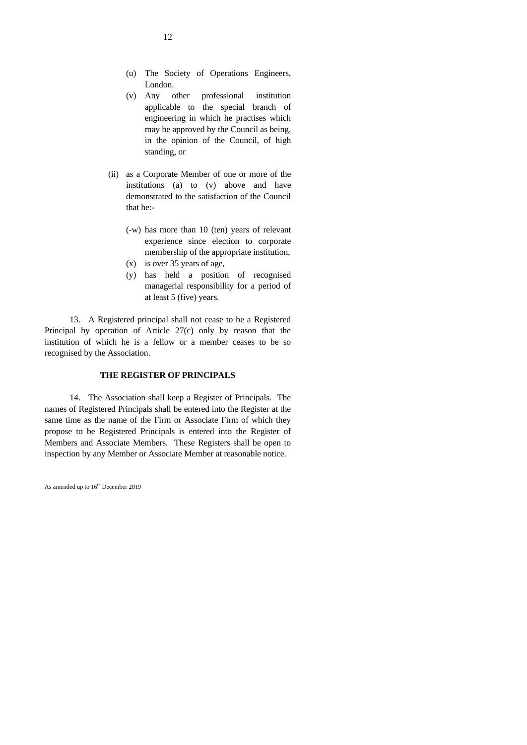(u) The Society of Operations Engineers, London.
(v) Any other professional institution applicable to the special branch of engineering in which he practises which may be approved by the Council as being, in the opinion of the Council, of high standing, or

(ii) as a Corporate Member of one or more of the institutions (a) to (v) above and have demonstrated to the satisfaction of the Council that he:-

(-w) has more than 10 (ten) years of relevant experience since election to corporate membership of the appropriate institution,
(x) is over 35 years of age,
(y) has held a position of recognised managerial responsibility for a period of at least 5 (five) years.

13. A Registered principal shall not cease to be a Registered Principal by operation of Article 27(c) only by reason that the institution of which he is a fellow or a member ceases to be so recognised by the Association.

**THE REGISTER OF PRINCIPALS**

14. The Association shall keep a Register of Principals. The names of Registered Principals shall be entered into the Register at the same time as the name of the Firm or Associate Firm of which they propose to be Registered Principals is entered into the Register of Members and Associate Members. These Registers shall be open to inspection by any Member or Associate Member at reasonable notice.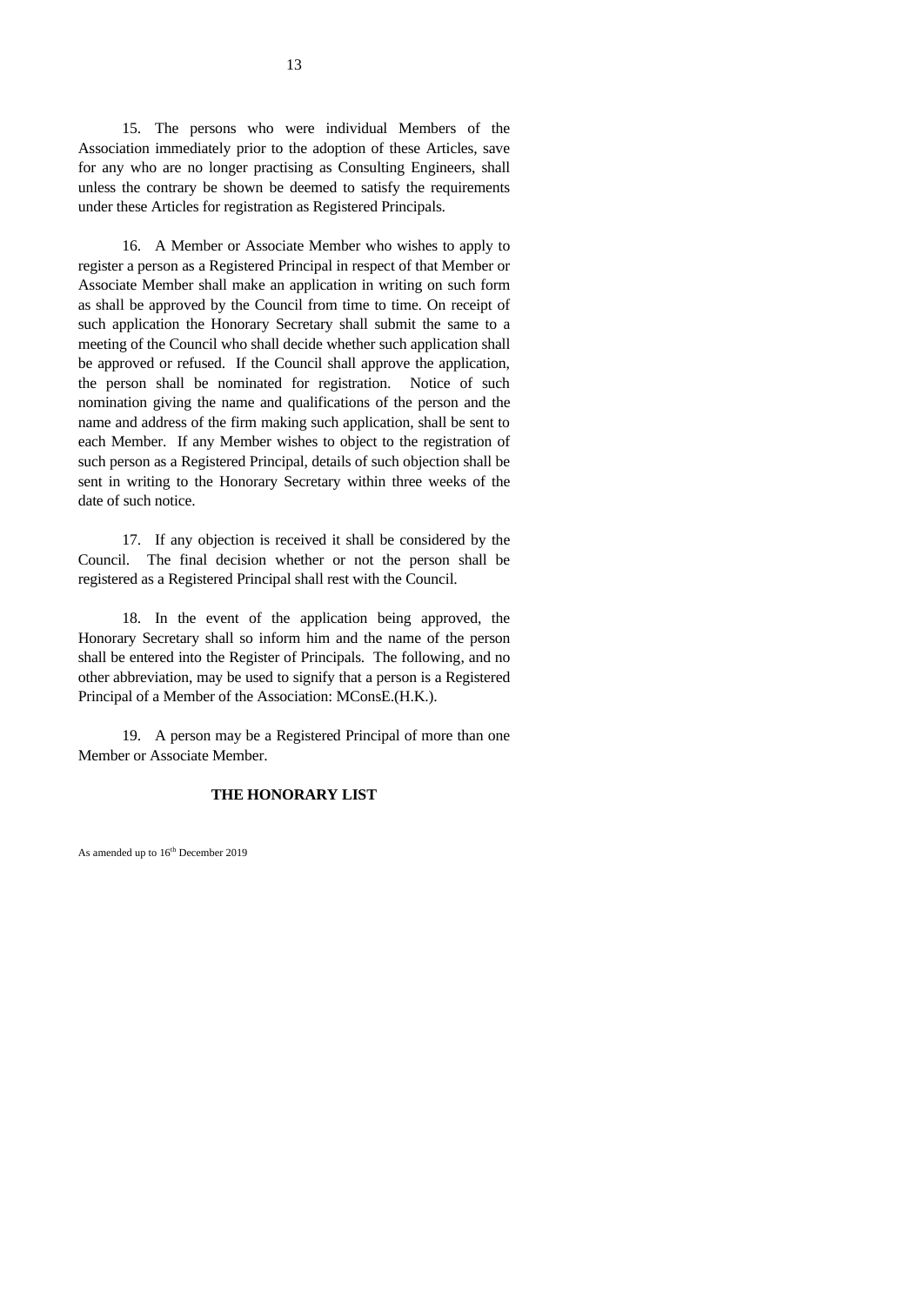15. The persons who were individual Members of the Association immediately prior to the adoption of these Articles, save for any who are no longer practising as Consulting Engineers, shall unless the contrary be shown be deemed to satisfy the requirements under these Articles for registration as Registered Principals.

16. A Member or Associate Member who wishes to apply to register a person as a Registered Principal in respect of that Member or Associate Member shall make an application in writing on such form as shall be approved by the Council from time to time. On receipt of such application the Honorary Secretary shall submit the same to a meeting of the Council who shall decide whether such application shall be approved or refused. If the Council shall approve the application, the person shall be nominated for registration. Notice of such nomination giving the name and qualifications of the person and the name and address of the firm making such application, shall be sent to each Member. If any Member wishes to object to the registration of such person as a Registered Principal, details of such objection shall be sent in writing to the Honorary Secretary within three weeks of the date of such notice.

17. If any objection is received it shall be considered by the Council. The final decision whether or not the person shall be registered as a Registered Principal shall rest with the Council.

18. In the event of the application being approved, the Honorary Secretary shall so inform him and the name of the person shall be entered into the Register of Principals. The following, and no other abbreviation, may be used to signify that a person is a Registered Principal of a Member of the Association: MConsE.(H.K.).

19. A person may be a Registered Principal of more than one Member or Associate Member.

## THE HONORARY LIST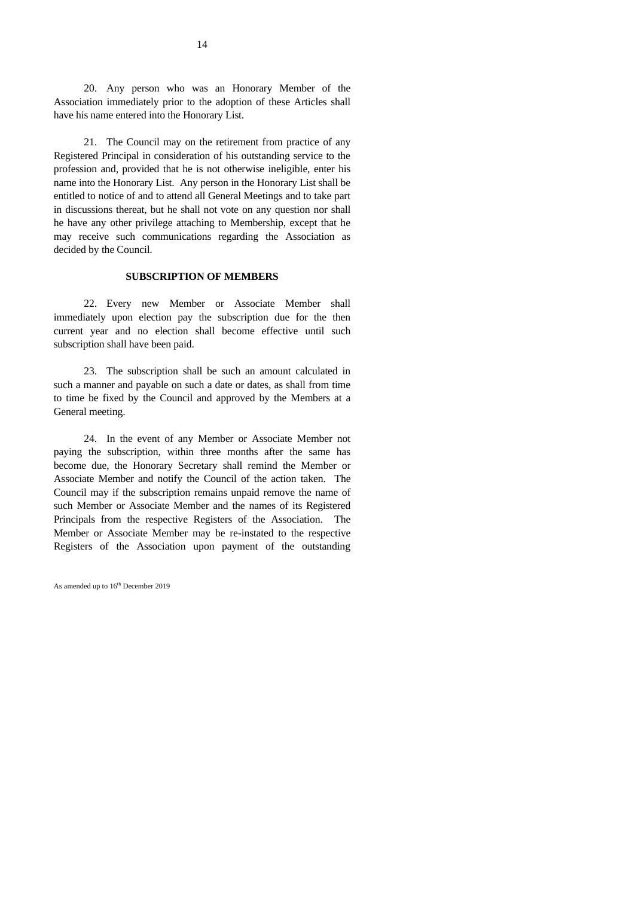20. Any person who was an Honorary Member of the Association immediately prior to the adoption of these Articles shall have his name entered into the Honorary List.

21. The Council may on the retirement from practice of any Registered Principal in consideration of his outstanding service to the profession and, provided that he is not otherwise ineligible, enter his name into the Honorary List. Any person in the Honorary List shall be entitled to notice of and to attend all General Meetings and to take part in discussions thereat, but he shall not vote on any question nor shall he have any other privilege attaching to Membership, except that he may receive such communications regarding the Association as decided by the Council.

**SUBSCRIPTION OF MEMBERS**

22. Every new Member or Associate Member shall immediately upon election pay the subscription due for the then current year and no election shall become effective until such subscription shall have been paid.

23. The subscription shall be such an amount calculated in such a manner and payable on such a date or dates, as shall from time to time be fixed by the Council and approved by the Members at a General meeting.

24. In the event of any Member or Associate Member not paying the subscription, within three months after the same has become due, the Honorary Secretary shall remind the Member or Associate Member and notify the Council of the action taken. The Council may if the subscription remains unpaid remove the name of such Member or Associate Member and the names of its Registered Principals from the respective Registers of the Association. The Member or Associate Member may be re-instated to the respective Registers of the Association upon payment of the outstanding

As amended up to 16th December 2019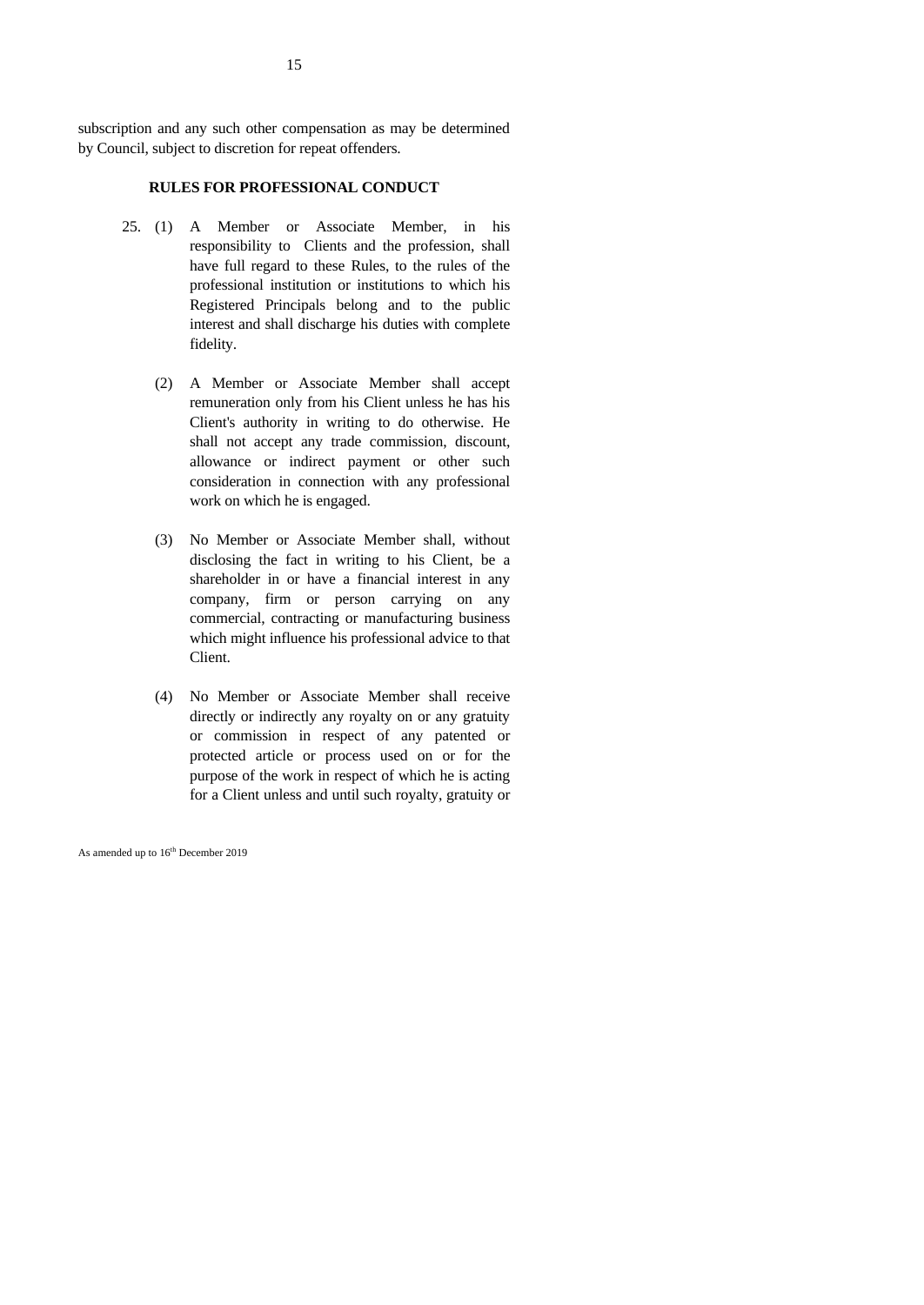subscription and any such other compensation as may be determined by Council, subject to discretion for repeat offenders.

## RULES FOR PROFESSIONAL CONDUCT

25. (1) A Member or Associate Member, in his responsibility to Clients and the profession, shall have full regard to these Rules, to the rules of the professional institution or institutions to which his Registered Principals belong and to the public interest and shall discharge his duties with complete fidelity.

(2) A Member or Associate Member shall accept remuneration only from his Client unless he has his Client's authority in writing to do otherwise. He shall not accept any trade commission, discount, allowance or indirect payment or other such consideration in connection with any professional work on which he is engaged.

(3) No Member or Associate Member shall, without disclosing the fact in writing to his Client, be a shareholder in or have a financial interest in any company, firm or person carrying on any commercial, contracting or manufacturing business which might influence his professional advice to that Client.

(4) No Member or Associate Member shall receive directly or indirectly any royalty on or any gratuity or commission in respect of any patented or protected article or process used on or for the purpose of the work in respect of which he is acting for a Client unless and until such royalty, gratuity or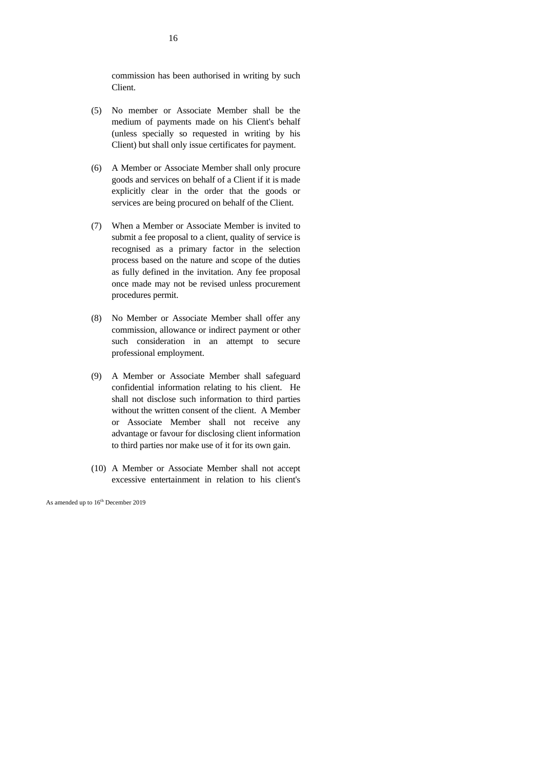commission has been authorised in writing by such Client.

(5) No member or Associate Member shall be the medium of payments made on his Client's behalf (unless specially so requested in writing by his Client) but shall only issue certificates for payment.

(6) A Member or Associate Member shall only procure goods and services on behalf of a Client if it is made explicitly clear in the order that the goods or services are being procured on behalf of the Client.

(7) When a Member or Associate Member is invited to submit a fee proposal to a client, quality of service is recognised as a primary factor in the selection process based on the nature and scope of the duties as fully defined in the invitation. Any fee proposal once made may not be revised unless procurement procedures permit.

(8) No Member or Associate Member shall offer any commission, allowance or indirect payment or other such consideration in an attempt to secure professional employment.

(9) A Member or Associate Member shall safeguard confidential information relating to his client. He shall not disclose such information to third parties without the written consent of the client. A Member or Associate Member shall not receive any advantage or favour for disclosing client information to third parties nor make use of it for its own gain.

(10) A Member or Associate Member shall not accept excessive entertainment in relation to his client's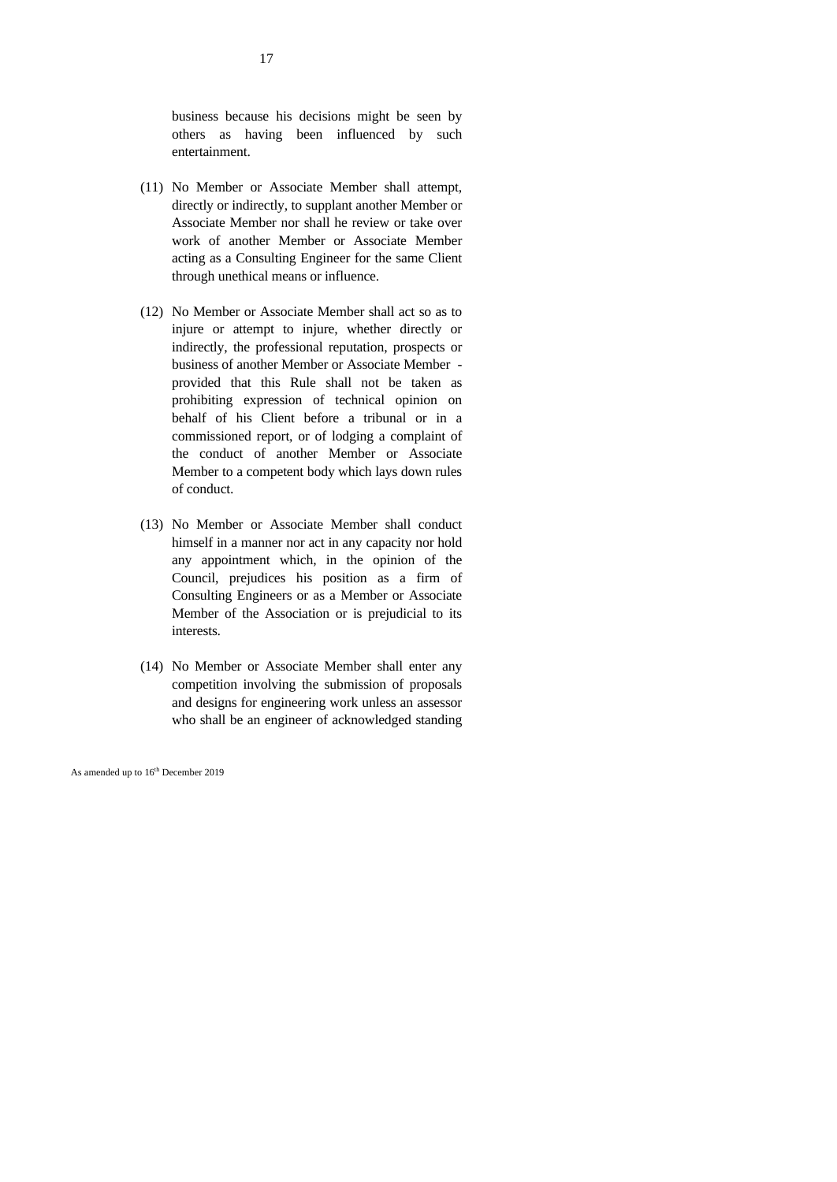business because his decisions might be seen by others as having been influenced by such entertainment.

(11) No Member or Associate Member shall attempt, directly or indirectly, to supplant another Member or Associate Member nor shall he review or take over work of another Member or Associate Member acting as a Consulting Engineer for the same Client through unethical means or influence.

(12) No Member or Associate Member shall act so as to injure or attempt to injure, whether directly or indirectly, the professional reputation, prospects or business of another Member or Associate Member - provided that this Rule shall not be taken as prohibiting expression of technical opinion on behalf of his Client before a tribunal or in a commissioned report, or of lodging a complaint of the conduct of another Member or Associate Member to a competent body which lays down rules of conduct.

(13) No Member or Associate Member shall conduct himself in a manner nor act in any capacity nor hold any appointment which, in the opinion of the Council, prejudices his position as a firm of Consulting Engineers or as a Member or Associate Member of the Association or is prejudicial to its interests.

(14) No Member or Associate Member shall enter any competition involving the submission of proposals and designs for engineering work unless an assessor who shall be an engineer of acknowledged standing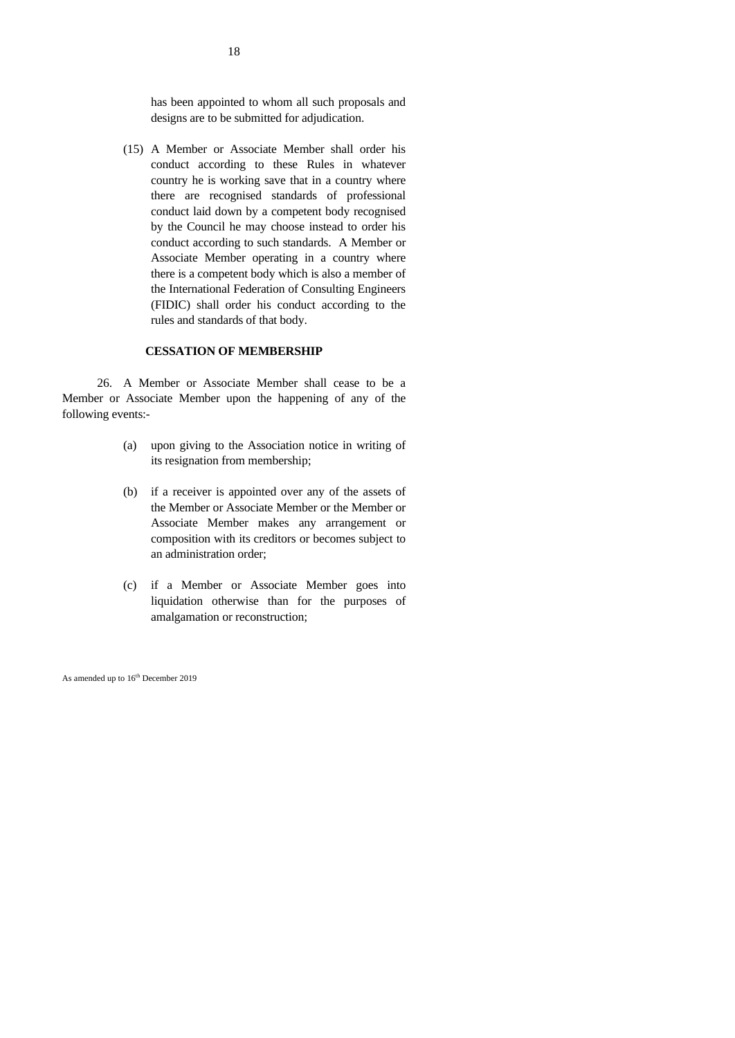has been appointed to whom all such proposals and designs are to be submitted for adjudication.

(15) A Member or Associate Member shall order his conduct according to these Rules in whatever country he is working save that in a country where there are recognised standards of professional conduct laid down by a competent body recognised by the Council he may choose instead to order his conduct according to such standards. A Member or Associate Member operating in a country where there is a competent body which is also a member of the International Federation of Consulting Engineers (FIDIC) shall order his conduct according to the rules and standards of that body.

## CESSATION OF MEMBERSHIP

26. A Member or Associate Member shall cease to be a Member or Associate Member upon the happening of any of the following events:-

(a) upon giving to the Association notice in writing of its resignation from membership;

(b) if a receiver is appointed over any of the assets of the Member or Associate Member or the Member or Associate Member makes any arrangement or composition with its creditors or becomes subject to an administration order;

(c) if a Member or Associate Member goes into liquidation otherwise than for the purposes of amalgamation or reconstruction;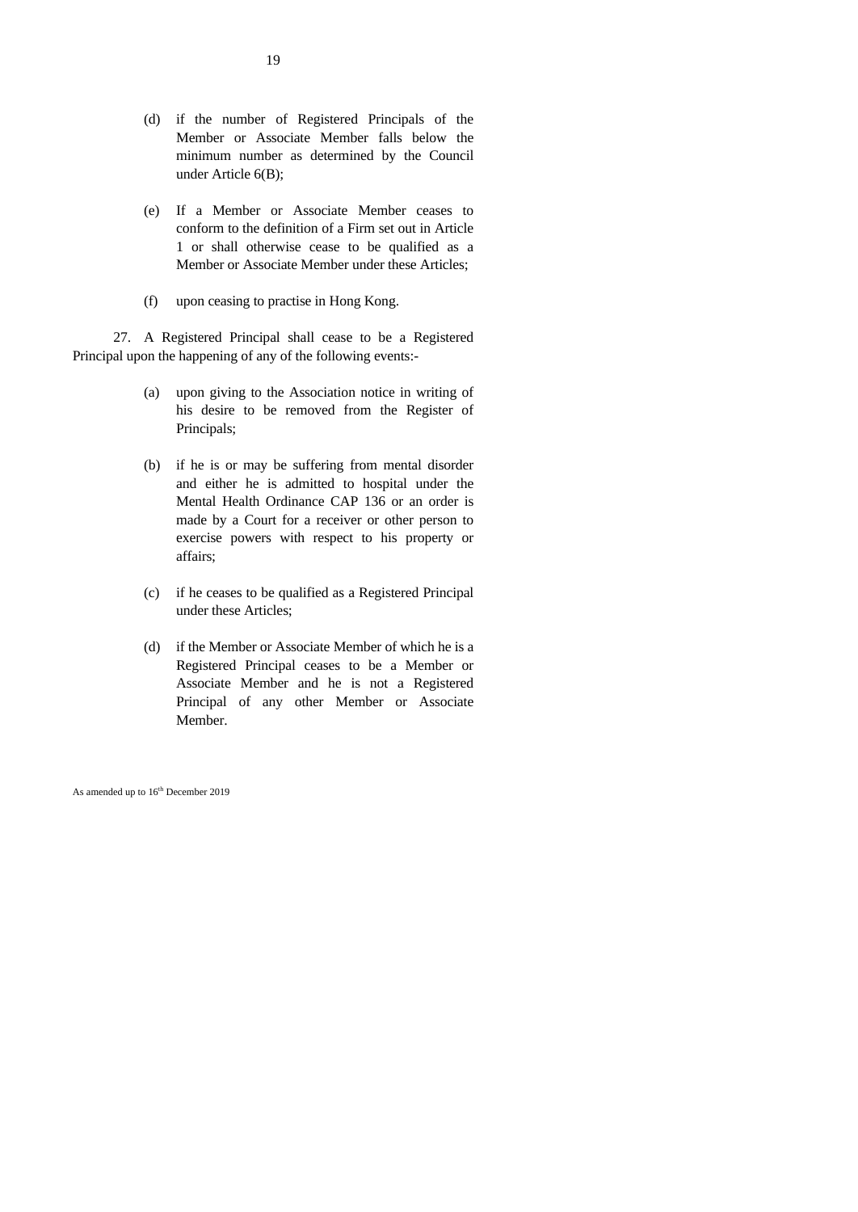(d) if the number of Registered Principals of the Member or Associate Member falls below the minimum number as determined by the Council under Article 6(B);

(e) If a Member or Associate Member ceases to conform to the definition of a Firm set out in Article 1 or shall otherwise cease to be qualified as a Member or Associate Member under these Articles;

(f) upon ceasing to practise in Hong Kong.

27. A Registered Principal shall cease to be a Registered Principal upon the happening of any of the following events:-

(a) upon giving to the Association notice in writing of his desire to be removed from the Register of Principals;

(b) if he is or may be suffering from mental disorder and either he is admitted to hospital under the Mental Health Ordinance CAP 136 or an order is made by a Court for a receiver or other person to exercise powers with respect to his property or affairs;

(c) if he ceases to be qualified as a Registered Principal under these Articles;

(d) if the Member or Associate Member of which he is a Registered Principal ceases to be a Member or Associate Member and he is not a Registered Principal of any other Member or Associate Member.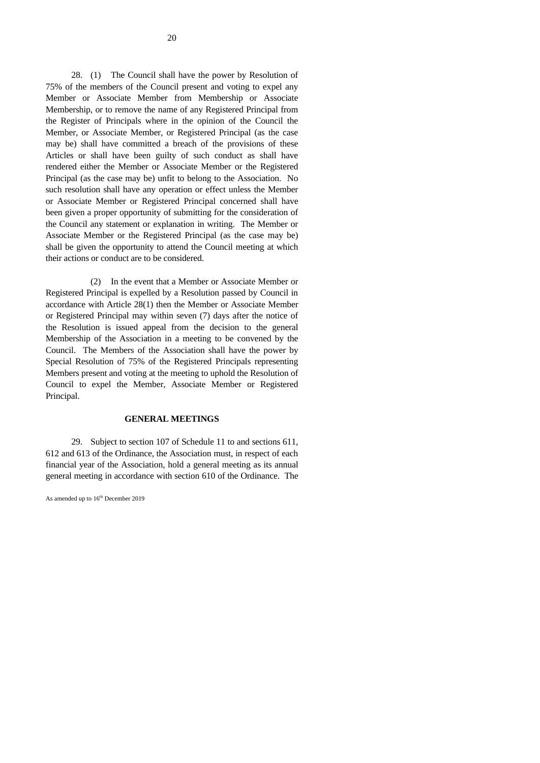28. (1) The Council shall have the power by Resolution of 75% of the members of the Council present and voting to expel any Member or Associate Member from Membership or Associate Membership, or to remove the name of any Registered Principal from the Register of Principals where in the opinion of the Council the Member, or Associate Member, or Registered Principal (as the case may be) shall have committed a breach of the provisions of these Articles or shall have been guilty of such conduct as shall have rendered either the Member or Associate Member or the Registered Principal (as the case may be) unfit to belong to the Association. No such resolution shall have any operation or effect unless the Member or Associate Member or Registered Principal concerned shall have been given a proper opportunity of submitting for the consideration of the Council any statement or explanation in writing. The Member or Associate Member or the Registered Principal (as the case may be) shall be given the opportunity to attend the Council meeting at which their actions or conduct are to be considered.

(2) In the event that a Member or Associate Member or Registered Principal is expelled by a Resolution passed by Council in accordance with Article 28(1) then the Member or Associate Member or Registered Principal may within seven (7) days after the notice of the Resolution is issued appeal from the decision to the general Membership of the Association in a meeting to be convened by the Council. The Members of the Association shall have the power by Special Resolution of 75% of the Registered Principals representing Members present and voting at the meeting to uphold the Resolution of Council to expel the Member, Associate Member or Registered Principal.

**GENERAL MEETINGS**

29. Subject to section 107 of Schedule 11 to and sections 611, 612 and 613 of the Ordinance, the Association must, in respect of each financial year of the Association, hold a general meeting as its annual general meeting in accordance with section 610 of the Ordinance. The

As amended up to 16th December 2019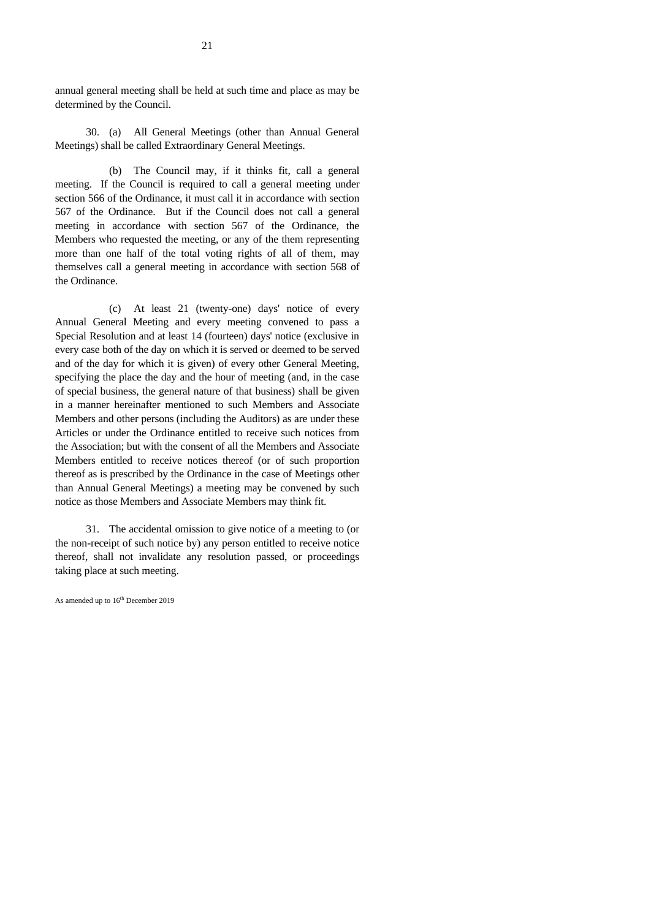annual general meeting shall be held at such time and place as may be determined by the Council.

30. (a) All General Meetings (other than Annual General Meetings) shall be called Extraordinary General Meetings.

(b) The Council may, if it thinks fit, call a general meeting. If the Council is required to call a general meeting under section 566 of the Ordinance, it must call it in accordance with section 567 of the Ordinance. But if the Council does not call a general meeting in accordance with section 567 of the Ordinance, the Members who requested the meeting, or any of the them representing more than one half of the total voting rights of all of them, may themselves call a general meeting in accordance with section 568 of the Ordinance.

(c) At least 21 (twenty-one) days' notice of every Annual General Meeting and every meeting convened to pass a Special Resolution and at least 14 (fourteen) days' notice (exclusive in every case both of the day on which it is served or deemed to be served and of the day for which it is given) of every other General Meeting, specifying the place the day and the hour of meeting (and, in the case of special business, the general nature of that business) shall be given in a manner hereinafter mentioned to such Members and Associate Members and other persons (including the Auditors) as are under these Articles or under the Ordinance entitled to receive such notices from the Association; but with the consent of all the Members and Associate Members entitled to receive notices thereof (or of such proportion thereof as is prescribed by the Ordinance in the case of Meetings other than Annual General Meetings) a meeting may be convened by such notice as those Members and Associate Members may think fit.

31. The accidental omission to give notice of a meeting to (or the non-receipt of such notice by) any person entitled to receive notice thereof, shall not invalidate any resolution passed, or proceedings taking place at such meeting.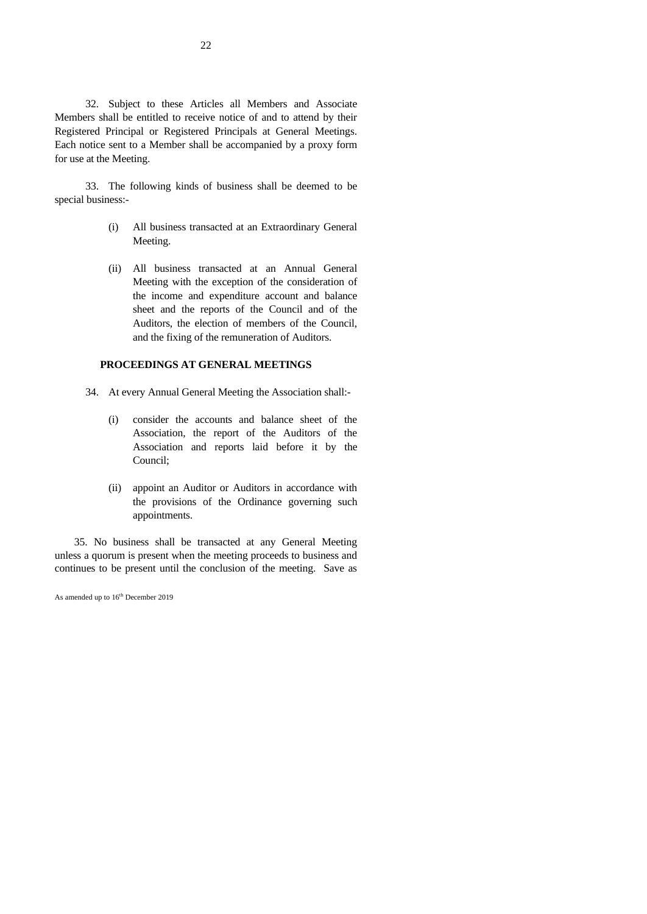32. Subject to these Articles all Members and Associate Members shall be entitled to receive notice of and to attend by their Registered Principal or Registered Principals at General Meetings. Each notice sent to a Member shall be accompanied by a proxy form for use at the Meeting.

33. The following kinds of business shall be deemed to be special business:-

(i) All business transacted at an Extraordinary General Meeting.

(ii) All business transacted at an Annual General Meeting with the exception of the consideration of the income and expenditure account and balance sheet and the reports of the Council and of the Auditors, the election of members of the Council, and the fixing of the remuneration of Auditors.

**PROCEEDINGS AT GENERAL MEETINGS**

34. At every Annual General Meeting the Association shall:-

(i) consider the accounts and balance sheet of the Association, the report of the Auditors of the Association and reports laid before it by the Council;

(ii) appoint an Auditor or Auditors in accordance with the provisions of the Ordinance governing such appointments.

35. No business shall be transacted at any General Meeting unless a quorum is present when the meeting proceeds to business and continues to be present until the conclusion of the meeting. Save as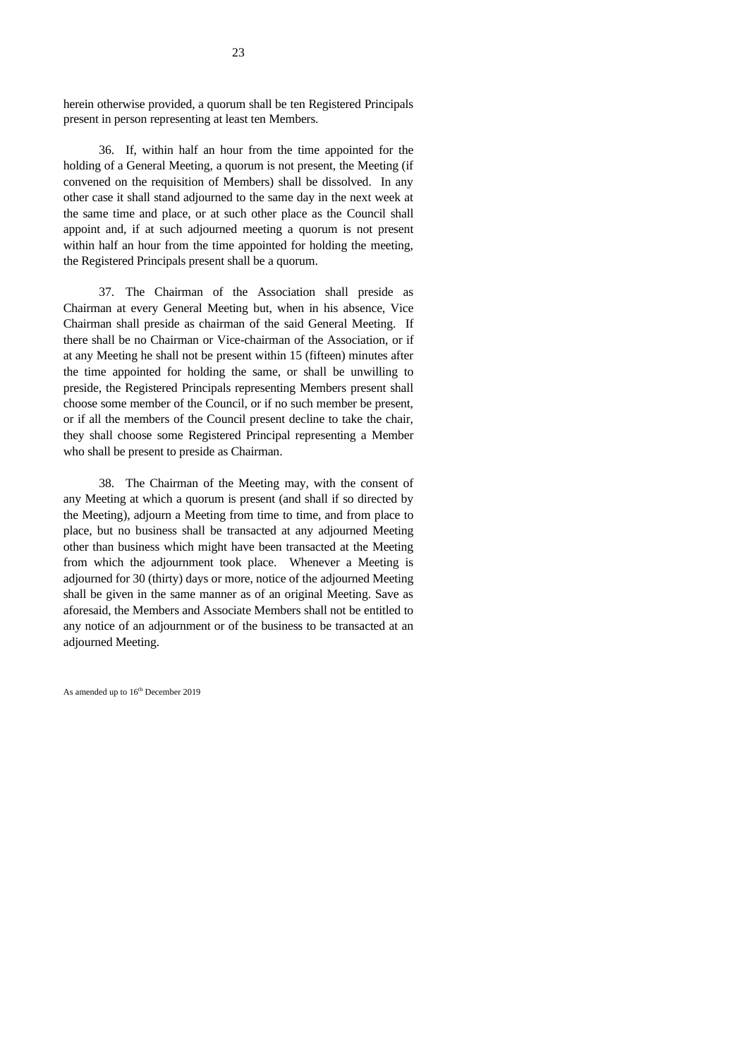herein otherwise provided, a quorum shall be ten Registered Principals present in person representing at least ten Members.

36. If, within half an hour from the time appointed for the holding of a General Meeting, a quorum is not present, the Meeting (if convened on the requisition of Members) shall be dissolved. In any other case it shall stand adjourned to the same day in the next week at the same time and place, or at such other place as the Council shall appoint and, if at such adjourned meeting a quorum is not present within half an hour from the time appointed for holding the meeting, the Registered Principals present shall be a quorum.

37. The Chairman of the Association shall preside as Chairman at every General Meeting but, when in his absence, Vice Chairman shall preside as chairman of the said General Meeting. If there shall be no Chairman or Vice-chairman of the Association, or if at any Meeting he shall not be present within 15 (fifteen) minutes after the time appointed for holding the same, or shall be unwilling to preside, the Registered Principals representing Members present shall choose some member of the Council, or if no such member be present, or if all the members of the Council present decline to take the chair, they shall choose some Registered Principal representing a Member who shall be present to preside as Chairman.

38. The Chairman of the Meeting may, with the consent of any Meeting at which a quorum is present (and shall if so directed by the Meeting), adjourn a Meeting from time to time, and from place to place, but no business shall be transacted at any adjourned Meeting other than business which might have been transacted at the Meeting from which the adjournment took place. Whenever a Meeting is adjourned for 30 (thirty) days or more, notice of the adjourned Meeting shall be given in the same manner as of an original Meeting. Save as aforesaid, the Members and Associate Members shall not be entitled to any notice of an adjournment or of the business to be transacted at an adjourned Meeting.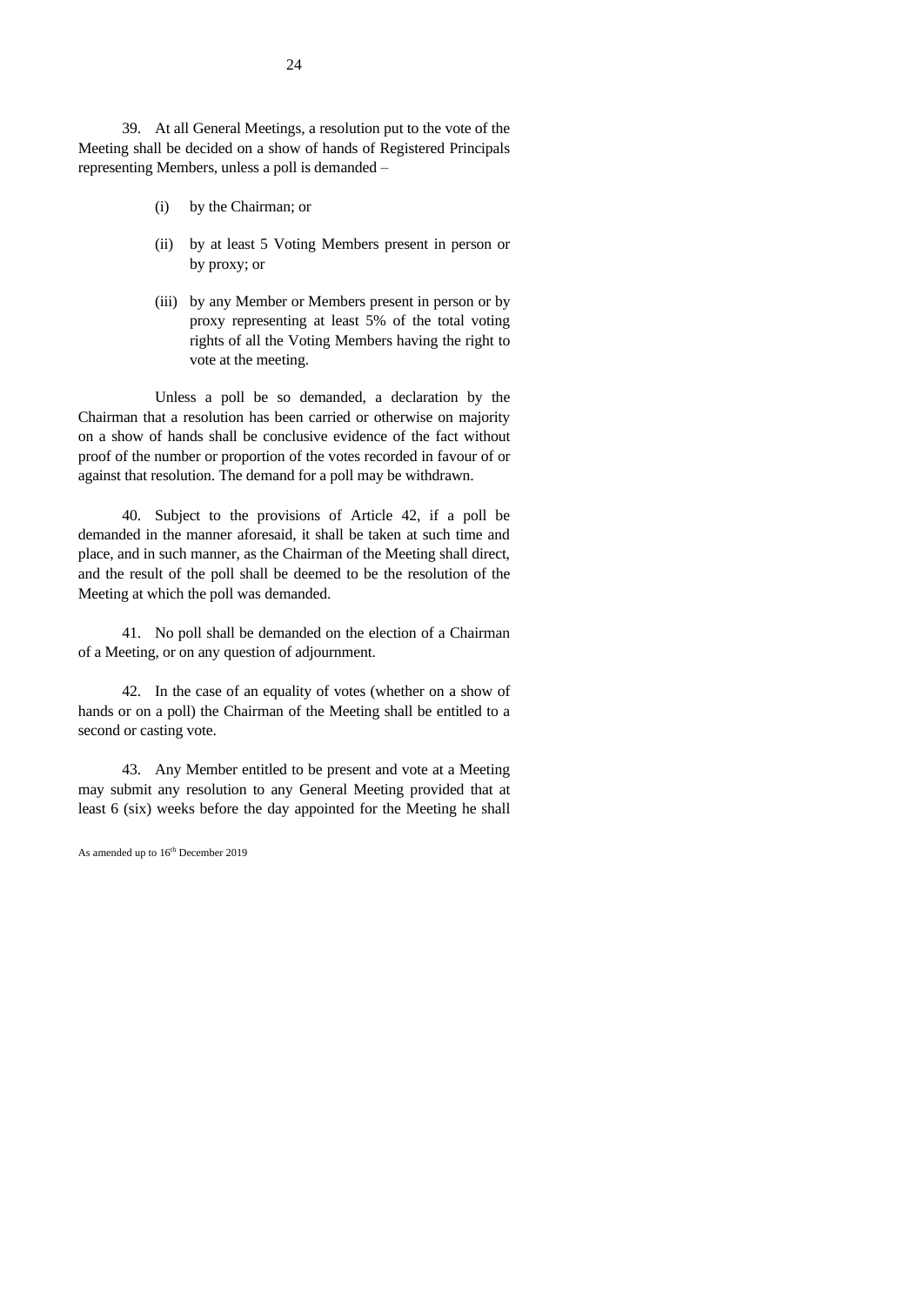39. At all General Meetings, a resolution put to the vote of the Meeting shall be decided on a show of hands of Registered Principals representing Members, unless a poll is demanded –

(i) by the Chairman; or

(ii) by at least 5 Voting Members present in person or by proxy; or

(iii) by any Member or Members present in person or by proxy representing at least 5% of the total voting rights of all the Voting Members having the right to vote at the meeting.

Unless a poll be so demanded, a declaration by the Chairman that a resolution has been carried or otherwise on majority on a show of hands shall be conclusive evidence of the fact without proof of the number or proportion of the votes recorded in favour of or against that resolution. The demand for a poll may be withdrawn.

40. Subject to the provisions of Article 42, if a poll be demanded in the manner aforesaid, it shall be taken at such time and place, and in such manner, as the Chairman of the Meeting shall direct, and the result of the poll shall be deemed to be the resolution of the Meeting at which the poll was demanded.

41. No poll shall be demanded on the election of a Chairman of a Meeting, or on any question of adjournment.

42. In the case of an equality of votes (whether on a show of hands or on a poll) the Chairman of the Meeting shall be entitled to a second or casting vote.

43. Any Member entitled to be present and vote at a Meeting may submit any resolution to any General Meeting provided that at least 6 (six) weeks before the day appointed for the Meeting he shall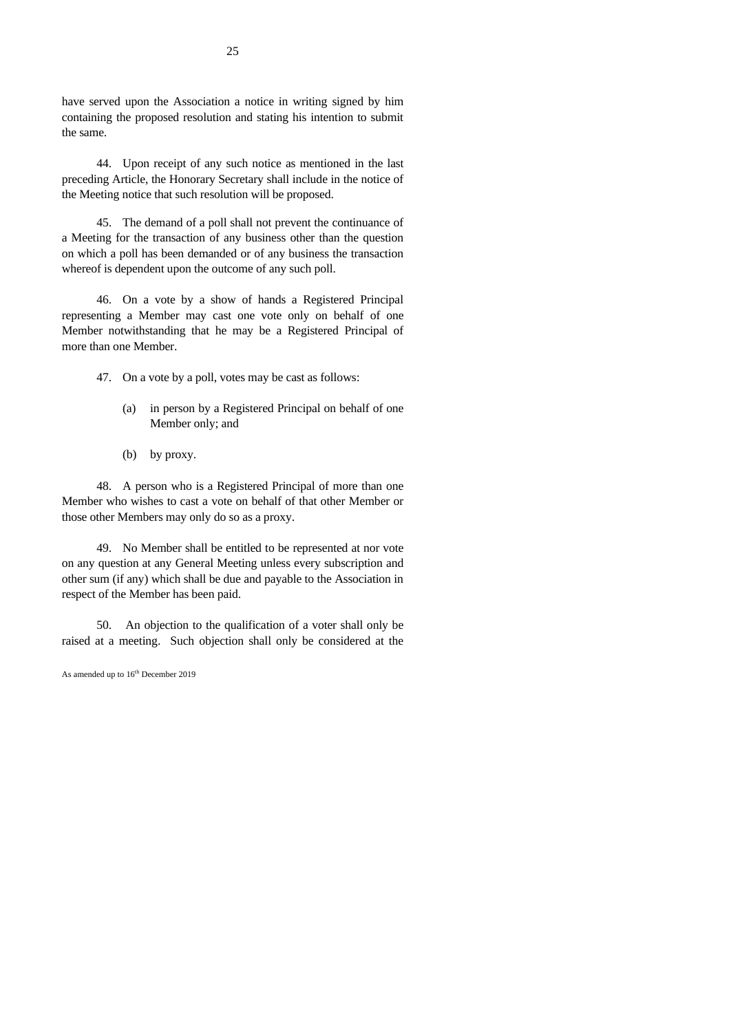have served upon the Association a notice in writing signed by him containing the proposed resolution and stating his intention to submit the same.

44. Upon receipt of any such notice as mentioned in the last preceding Article, the Honorary Secretary shall include in the notice of the Meeting notice that such resolution will be proposed.

45. The demand of a poll shall not prevent the continuance of a Meeting for the transaction of any business other than the question on which a poll has been demanded or of any business the transaction whereof is dependent upon the outcome of any such poll.

46. On a vote by a show of hands a Registered Principal representing a Member may cast one vote only on behalf of one Member notwithstanding that he may be a Registered Principal of more than one Member.

47. On a vote by a poll, votes may be cast as follows:

(a) in person by a Registered Principal on behalf of one Member only; and

(b) by proxy.

48. A person who is a Registered Principal of more than one Member who wishes to cast a vote on behalf of that other Member or those other Members may only do so as a proxy.

49. No Member shall be entitled to be represented at nor vote on any question at any General Meeting unless every subscription and other sum (if any) which shall be due and payable to the Association in respect of the Member has been paid.

50. An objection to the qualification of a voter shall only be raised at a meeting. Such objection shall only be considered at the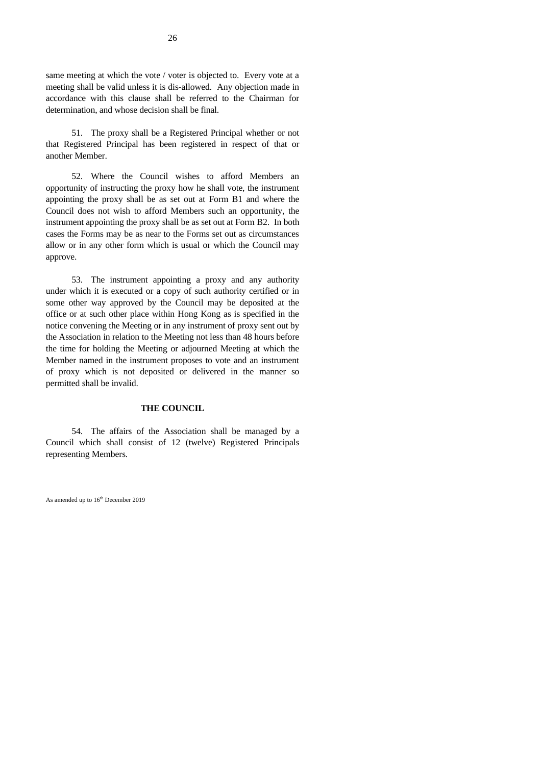same meeting at which the vote / voter is objected to. Every vote at a meeting shall be valid unless it is dis-allowed. Any objection made in accordance with this clause shall be referred to the Chairman for determination, and whose decision shall be final.

51. The proxy shall be a Registered Principal whether or not that Registered Principal has been registered in respect of that or another Member.

52. Where the Council wishes to afford Members an opportunity of instructing the proxy how he shall vote, the instrument appointing the proxy shall be as set out at Form B1 and where the Council does not wish to afford Members such an opportunity, the instrument appointing the proxy shall be as set out at Form B2. In both cases the Forms may be as near to the Forms set out as circumstances allow or in any other form which is usual or which the Council may approve.

53. The instrument appointing a proxy and any authority under which it is executed or a copy of such authority certified or in some other way approved by the Council may be deposited at the office or at such other place within Hong Kong as is specified in the notice convening the Meeting or in any instrument of proxy sent out by the Association in relation to the Meeting not less than 48 hours before the time for holding the Meeting or adjourned Meeting at which the Member named in the instrument proposes to vote and an instrument of proxy which is not deposited or delivered in the manner so permitted shall be invalid.

**THE COUNCIL**

54. The affairs of the Association shall be managed by a Council which shall consist of 12 (twelve) Registered Principals representing Members.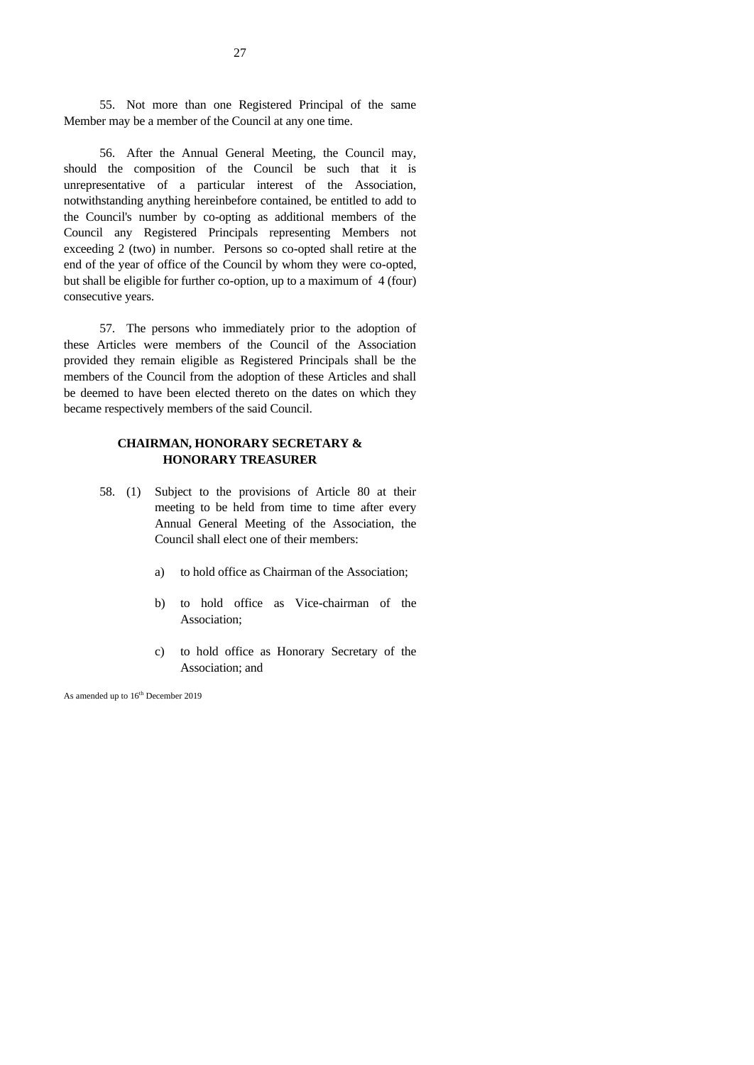55. Not more than one Registered Principal of the same Member may be a member of the Council at any one time.

56. After the Annual General Meeting, the Council may, should the composition of the Council be such that it is unrepresentative of a particular interest of the Association, notwithstanding anything hereinbefore contained, be entitled to add to the Council's number by co-opting as additional members of the Council any Registered Principals representing Members not exceeding 2 (two) in number. Persons so co-opted shall retire at the end of the year of office of the Council by whom they were co-opted, but shall be eligible for further co-option, up to a maximum of 4 (four) consecutive years.

57. The persons who immediately prior to the adoption of these Articles were members of the Council of the Association provided they remain eligible as Registered Principals shall be the members of the Council from the adoption of these Articles and shall be deemed to have been elected thereto on the dates on which they became respectively members of the said Council.

## CHAIRMAN, HONORARY SECRETARY & HONORARY TREASURER

58. (1) Subject to the provisions of Article 80 at their meeting to be held from time to time after every Annual General Meeting of the Association, the Council shall elect one of their members:

a) to hold office as Chairman of the Association;

b) to hold office as Vice-chairman of the Association;

c) to hold office as Honorary Secretary of the Association; and

As amended up to 16th December 2019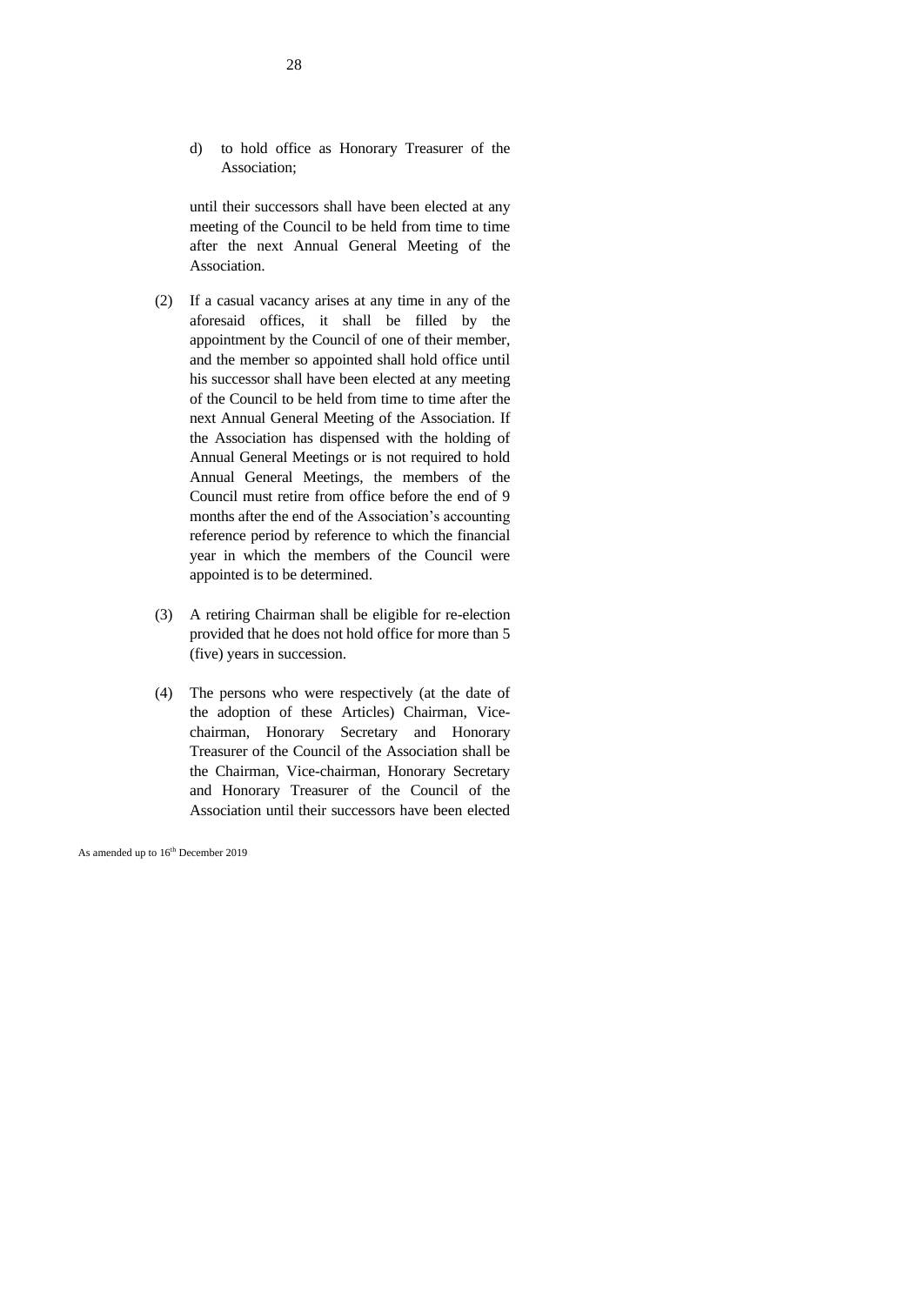d) to hold office as Honorary Treasurer of the Association;

until their successors shall have been elected at any meeting of the Council to be held from time to time after the next Annual General Meeting of the Association.

(2) If a casual vacancy arises at any time in any of the aforesaid offices, it shall be filled by the appointment by the Council of one of their member, and the member so appointed shall hold office until his successor shall have been elected at any meeting of the Council to be held from time to time after the next Annual General Meeting of the Association. If the Association has dispensed with the holding of Annual General Meetings or is not required to hold Annual General Meetings, the members of the Council must retire from office before the end of 9 months after the end of the Association's accounting reference period by reference to which the financial year in which the members of the Council were appointed is to be determined.

(3) A retiring Chairman shall be eligible for re-election provided that he does not hold office for more than 5 (five) years in succession.

(4) The persons who were respectively (at the date of the adoption of these Articles) Chairman, Vice-chairman, Honorary Secretary and Honorary Treasurer of the Council of the Association shall be the Chairman, Vice-chairman, Honorary Secretary and Honorary Treasurer of the Council of the Association until their successors have been elected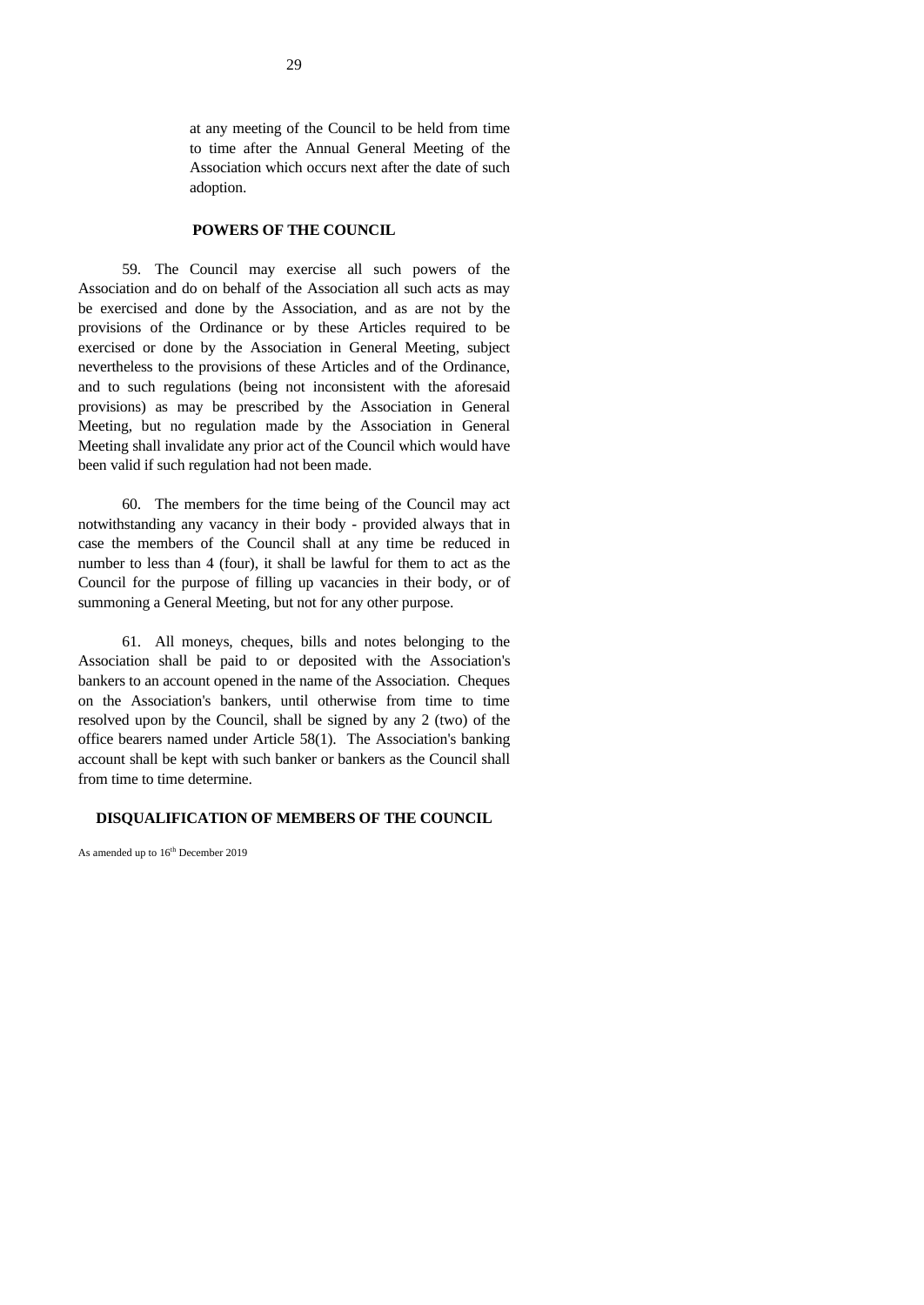at any meeting of the Council to be held from time to time after the Annual General Meeting of the Association which occurs next after the date of such adoption.

## POWERS OF THE COUNCIL

59. The Council may exercise all such powers of the Association and do on behalf of the Association all such acts as may be exercised and done by the Association, and as are not by the provisions of the Ordinance or by these Articles required to be exercised or done by the Association in General Meeting, subject nevertheless to the provisions of these Articles and of the Ordinance, and to such regulations (being not inconsistent with the aforesaid provisions) as may be prescribed by the Association in General Meeting, but no regulation made by the Association in General Meeting shall invalidate any prior act of the Council which would have been valid if such regulation had not been made.

60. The members for the time being of the Council may act notwithstanding any vacancy in their body - provided always that in case the members of the Council shall at any time be reduced in number to less than 4 (four), it shall be lawful for them to act as the Council for the purpose of filling up vacancies in their body, or of summoning a General Meeting, but not for any other purpose.

61. All moneys, cheques, bills and notes belonging to the Association shall be paid to or deposited with the Association's bankers to an account opened in the name of the Association. Cheques on the Association's bankers, until otherwise from time to time resolved upon by the Council, shall be signed by any 2 (two) of the office bearers named under Article 58(1). The Association's banking account shall be kept with such banker or bankers as the Council shall from time to time determine.

## DISQUALIFICATION OF MEMBERS OF THE COUNCIL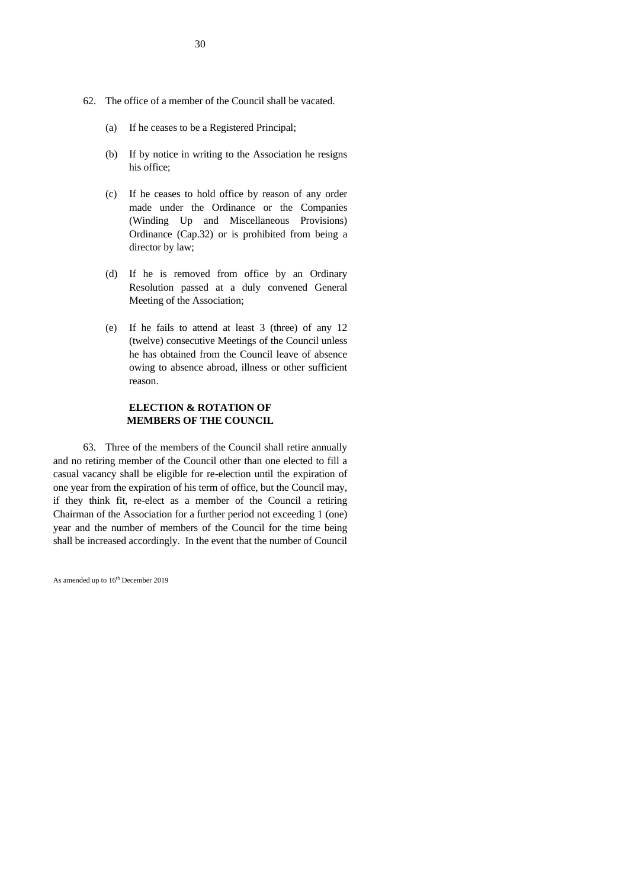62. The office of a member of the Council shall be vacated.

(a) If he ceases to be a Registered Principal;

(b) If by notice in writing to the Association he resigns his office;

(c) If he ceases to hold office by reason of any order made under the Ordinance or the Companies (Winding Up and Miscellaneous Provisions) Ordinance (Cap.32) or is prohibited from being a director by law;

(d) If he is removed from office by an Ordinary Resolution passed at a duly convened General Meeting of the Association;

(e) If he fails to attend at least 3 (three) of any 12 (twelve) consecutive Meetings of the Council unless he has obtained from the Council leave of absence owing to absence abroad, illness or other sufficient reason.

**ELECTION & ROTATION OF MEMBERS OF THE COUNCIL**

63. Three of the members of the Council shall retire annually and no retiring member of the Council other than one elected to fill a casual vacancy shall be eligible for re-election until the expiration of one year from the expiration of his term of office, but the Council may, if they think fit, re-elect as a member of the Council a retiring Chairman of the Association for a further period not exceeding 1 (one) year and the number of members of the Council for the time being shall be increased accordingly. In the event that the number of Council

As amended up to 16th December 2019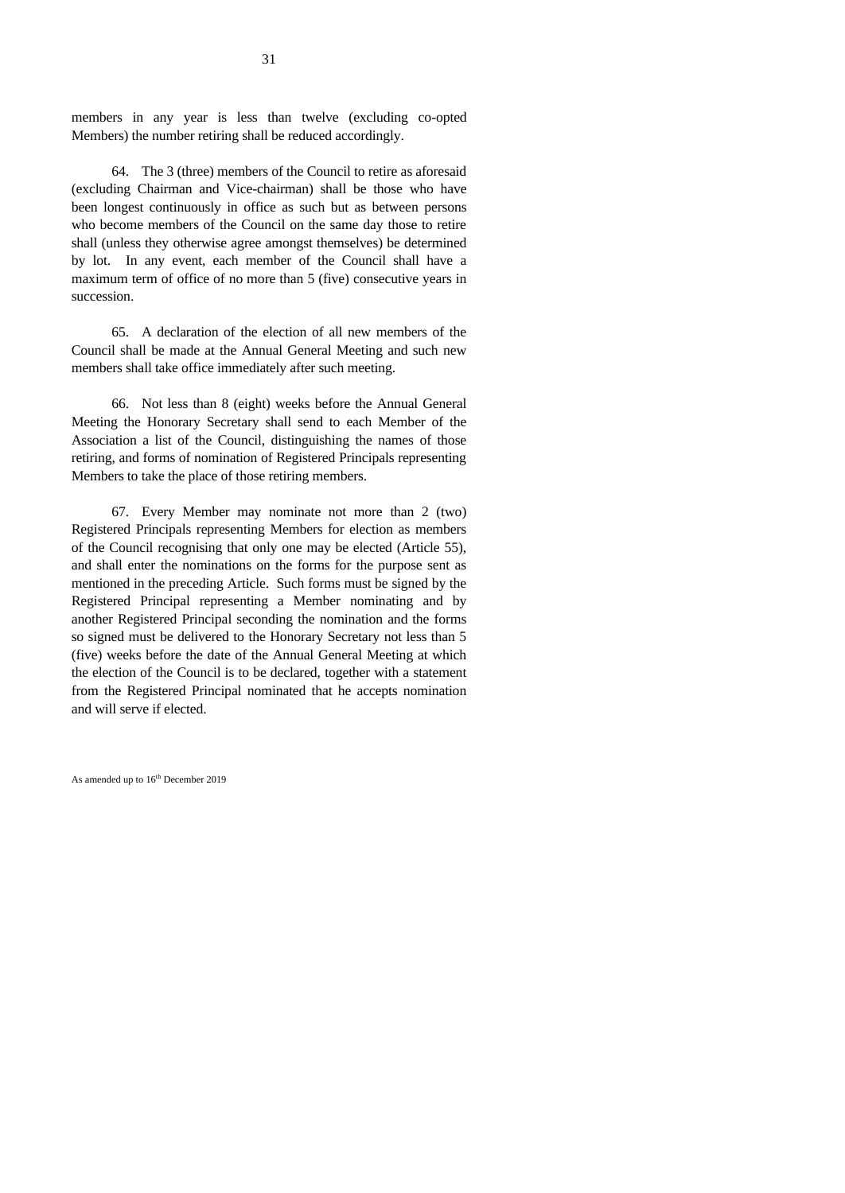members in any year is less than twelve (excluding co-opted Members) the number retiring shall be reduced accordingly.

64. The 3 (three) members of the Council to retire as aforesaid (excluding Chairman and Vice-chairman) shall be those who have been longest continuously in office as such but as between persons who become members of the Council on the same day those to retire shall (unless they otherwise agree amongst themselves) be determined by lot. In any event, each member of the Council shall have a maximum term of office of no more than 5 (five) consecutive years in succession.

65. A declaration of the election of all new members of the Council shall be made at the Annual General Meeting and such new members shall take office immediately after such meeting.

66. Not less than 8 (eight) weeks before the Annual General Meeting the Honorary Secretary shall send to each Member of the Association a list of the Council, distinguishing the names of those retiring, and forms of nomination of Registered Principals representing Members to take the place of those retiring members.

67. Every Member may nominate not more than 2 (two) Registered Principals representing Members for election as members of the Council recognising that only one may be elected (Article 55), and shall enter the nominations on the forms for the purpose sent as mentioned in the preceding Article. Such forms must be signed by the Registered Principal representing a Member nominating and by another Registered Principal seconding the nomination and the forms so signed must be delivered to the Honorary Secretary not less than 5 (five) weeks before the date of the Annual General Meeting at which the election of the Council is to be declared, together with a statement from the Registered Principal nominated that he accepts nomination and will serve if elected.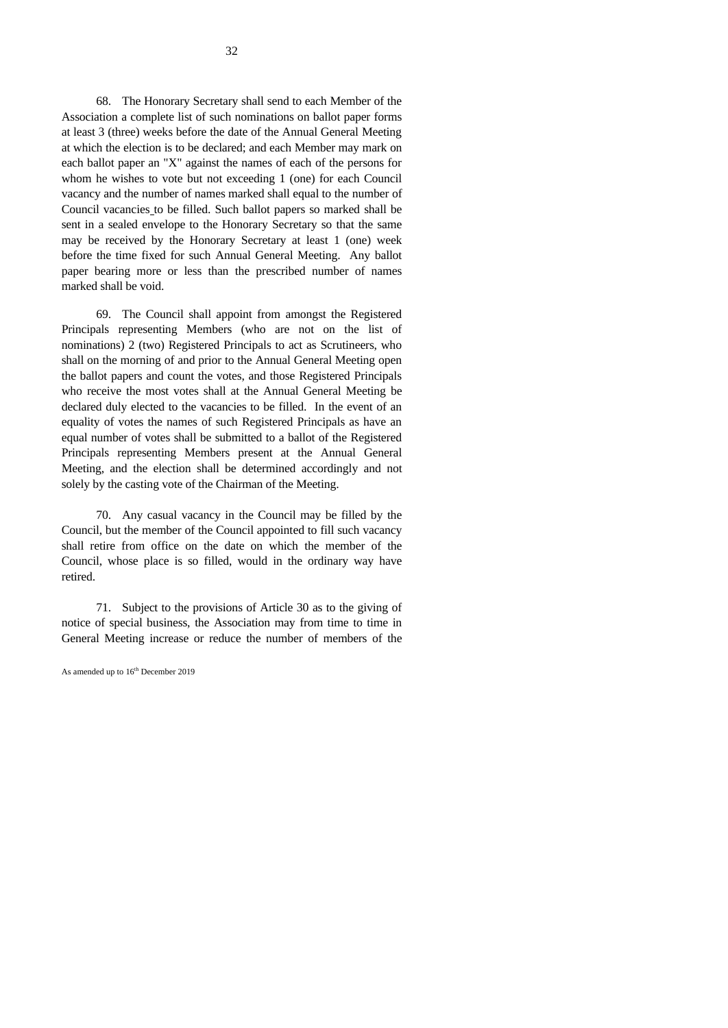68. The Honorary Secretary shall send to each Member of the Association a complete list of such nominations on ballot paper forms at least 3 (three) weeks before the date of the Annual General Meeting at which the election is to be declared; and each Member may mark on each ballot paper an "X" against the names of each of the persons for whom he wishes to vote but not exceeding 1 (one) for each Council vacancy and the number of names marked shall equal to the number of Council vacancies to be filled. Such ballot papers so marked shall be sent in a sealed envelope to the Honorary Secretary so that the same may be received by the Honorary Secretary at least 1 (one) week before the time fixed for such Annual General Meeting. Any ballot paper bearing more or less than the prescribed number of names marked shall be void.

69. The Council shall appoint from amongst the Registered Principals representing Members (who are not on the list of nominations) 2 (two) Registered Principals to act as Scrutineers, who shall on the morning of and prior to the Annual General Meeting open the ballot papers and count the votes, and those Registered Principals who receive the most votes shall at the Annual General Meeting be declared duly elected to the vacancies to be filled. In the event of an equality of votes the names of such Registered Principals as have an equal number of votes shall be submitted to a ballot of the Registered Principals representing Members present at the Annual General Meeting, and the election shall be determined accordingly and not solely by the casting vote of the Chairman of the Meeting.

70. Any casual vacancy in the Council may be filled by the Council, but the member of the Council appointed to fill such vacancy shall retire from office on the date on which the member of the Council, whose place is so filled, would in the ordinary way have retired.

71. Subject to the provisions of Article 30 as to the giving of notice of special business, the Association may from time to time in General Meeting increase or reduce the number of members of the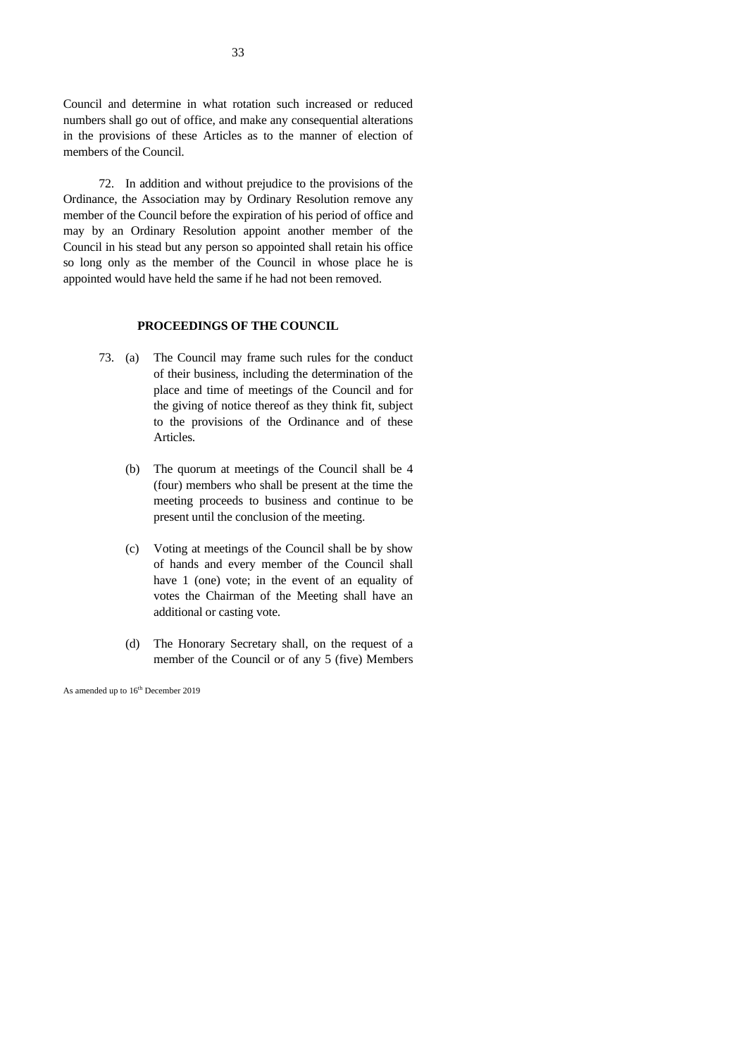Council and determine in what rotation such increased or reduced numbers shall go out of office, and make any consequential alterations in the provisions of these Articles as to the manner of election of members of the Council.

72. In addition and without prejudice to the provisions of the Ordinance, the Association may by Ordinary Resolution remove any member of the Council before the expiration of his period of office and may by an Ordinary Resolution appoint another member of the Council in his stead but any person so appointed shall retain his office so long only as the member of the Council in whose place he is appointed would have held the same if he had not been removed.

## PROCEEDINGS OF THE COUNCIL

73. (a) The Council may frame such rules for the conduct of their business, including the determination of the place and time of meetings of the Council and for the giving of notice thereof as they think fit, subject to the provisions of the Ordinance and of these Articles.

(b) The quorum at meetings of the Council shall be 4 (four) members who shall be present at the time the meeting proceeds to business and continue to be present until the conclusion of the meeting.

(c) Voting at meetings of the Council shall be by show of hands and every member of the Council shall have 1 (one) vote; in the event of an equality of votes the Chairman of the Meeting shall have an additional or casting vote.

(d) The Honorary Secretary shall, on the request of a member of the Council or of any 5 (five) Members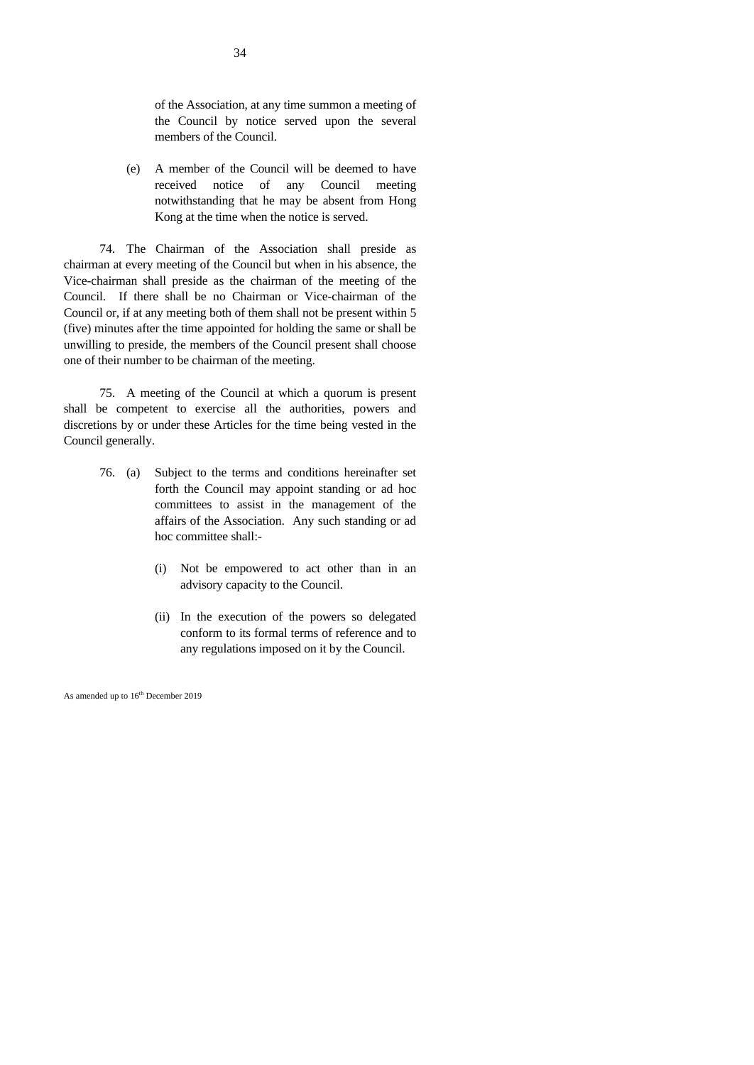of the Association, at any time summon a meeting of the Council by notice served upon the several members of the Council.

(e) A member of the Council will be deemed to have received notice of any Council meeting notwithstanding that he may be absent from Hong Kong at the time when the notice is served.

74. The Chairman of the Association shall preside as chairman at every meeting of the Council but when in his absence, the Vice-chairman shall preside as the chairman of the meeting of the Council. If there shall be no Chairman or Vice-chairman of the Council or, if at any meeting both of them shall not be present within 5 (five) minutes after the time appointed for holding the same or shall be unwilling to preside, the members of the Council present shall choose one of their number to be chairman of the meeting.

75. A meeting of the Council at which a quorum is present shall be competent to exercise all the authorities, powers and discretions by or under these Articles for the time being vested in the Council generally.

76. (a) Subject to the terms and conditions hereinafter set forth the Council may appoint standing or ad hoc committees to assist in the management of the affairs of the Association. Any such standing or ad hoc committee shall:-

(i) Not be empowered to act other than in an advisory capacity to the Council.

(ii) In the execution of the powers so delegated conform to its formal terms of reference and to any regulations imposed on it by the Council.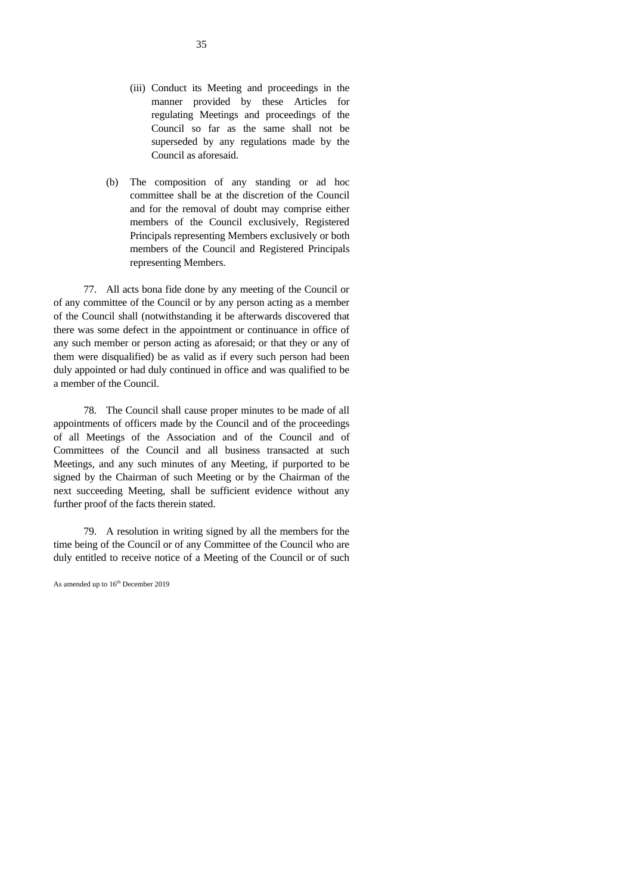(iii) Conduct its Meeting and proceedings in the manner provided by these Articles for regulating Meetings and proceedings of the Council so far as the same shall not be superseded by any regulations made by the Council as aforesaid.

(b) The composition of any standing or ad hoc committee shall be at the discretion of the Council and for the removal of doubt may comprise either members of the Council exclusively, Registered Principals representing Members exclusively or both members of the Council and Registered Principals representing Members.

77. All acts bona fide done by any meeting of the Council or of any committee of the Council or by any person acting as a member of the Council shall (notwithstanding it be afterwards discovered that there was some defect in the appointment or continuance in office of any such member or person acting as aforesaid; or that they or any of them were disqualified) be as valid as if every such person had been duly appointed or had duly continued in office and was qualified to be a member of the Council.

78. The Council shall cause proper minutes to be made of all appointments of officers made by the Council and of the proceedings of all Meetings of the Association and of the Council and of Committees of the Council and all business transacted at such Meetings, and any such minutes of any Meeting, if purported to be signed by the Chairman of such Meeting or by the Chairman of the next succeeding Meeting, shall be sufficient evidence without any further proof of the facts therein stated.

79. A resolution in writing signed by all the members for the time being of the Council or of any Committee of the Council who are duly entitled to receive notice of a Meeting of the Council or of such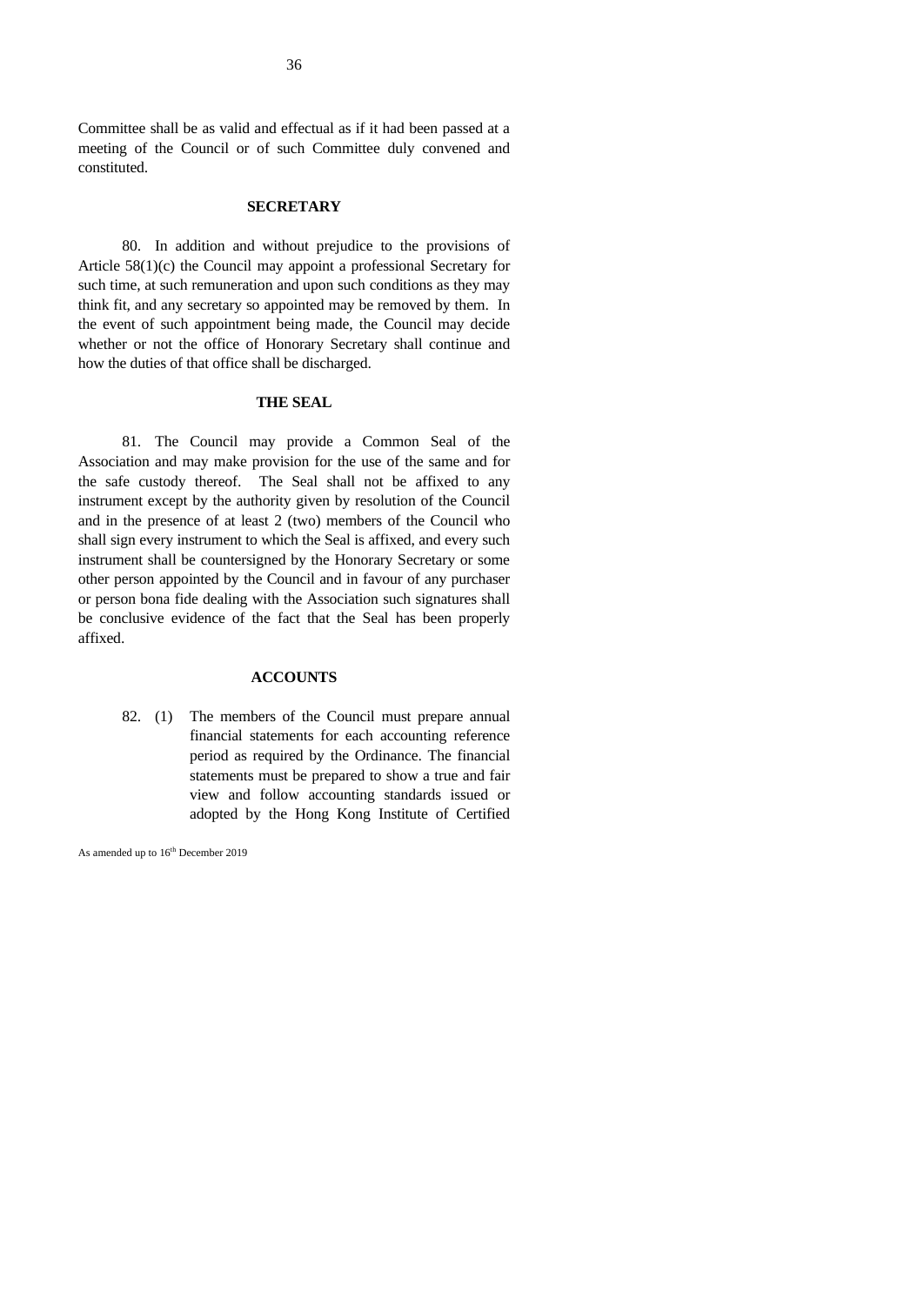Committee shall be as valid and effectual as if it had been passed at a meeting of the Council or of such Committee duly convened and constituted.

## SECRETARY

80. In addition and without prejudice to the provisions of Article 58(1)(c) the Council may appoint a professional Secretary for such time, at such remuneration and upon such conditions as they may think fit, and any secretary so appointed may be removed by them. In the event of such appointment being made, the Council may decide whether or not the office of Honorary Secretary shall continue and how the duties of that office shall be discharged.

## THE SEAL

81. The Council may provide a Common Seal of the Association and may make provision for the use of the same and for the safe custody thereof. The Seal shall not be affixed to any instrument except by the authority given by resolution of the Council and in the presence of at least 2 (two) members of the Council who shall sign every instrument to which the Seal is affixed, and every such instrument shall be countersigned by the Honorary Secretary or some other person appointed by the Council and in favour of any purchaser or person bona fide dealing with the Association such signatures shall be conclusive evidence of the fact that the Seal has been properly affixed.

## ACCOUNTS

82. (1) The members of the Council must prepare annual financial statements for each accounting reference period as required by the Ordinance. The financial statements must be prepared to show a true and fair view and follow accounting standards issued or adopted by the Hong Kong Institute of Certified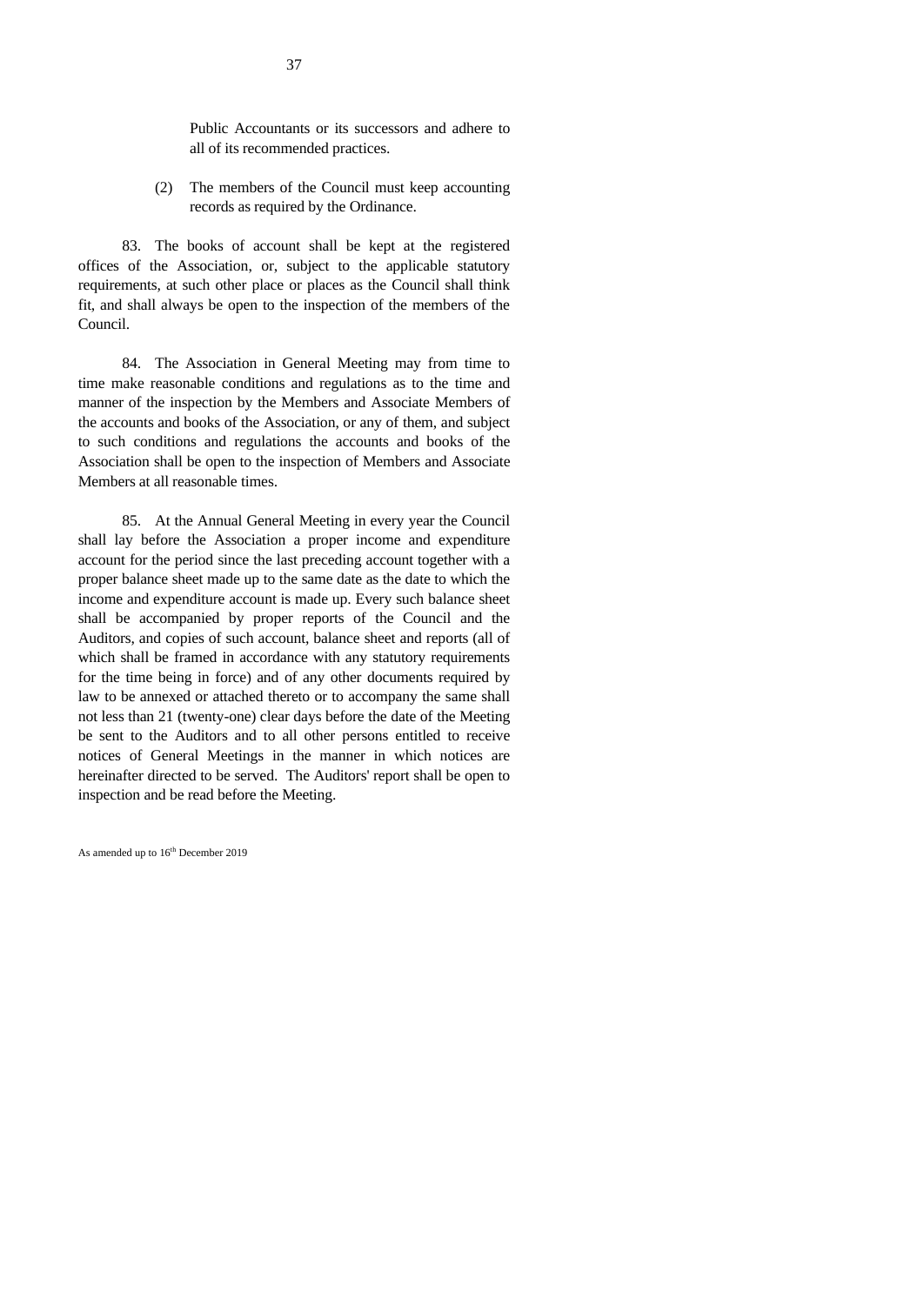Public Accountants or its successors and adhere to all of its recommended practices.

(2) The members of the Council must keep accounting records as required by the Ordinance.

83. The books of account shall be kept at the registered offices of the Association, or, subject to the applicable statutory requirements, at such other place or places as the Council shall think fit, and shall always be open to the inspection of the members of the Council.

84. The Association in General Meeting may from time to time make reasonable conditions and regulations as to the time and manner of the inspection by the Members and Associate Members of the accounts and books of the Association, or any of them, and subject to such conditions and regulations the accounts and books of the Association shall be open to the inspection of Members and Associate Members at all reasonable times.

85. At the Annual General Meeting in every year the Council shall lay before the Association a proper income and expenditure account for the period since the last preceding account together with a proper balance sheet made up to the same date as the date to which the income and expenditure account is made up. Every such balance sheet shall be accompanied by proper reports of the Council and the Auditors, and copies of such account, balance sheet and reports (all of which shall be framed in accordance with any statutory requirements for the time being in force) and of any other documents required by law to be annexed or attached thereto or to accompany the same shall not less than 21 (twenty-one) clear days before the date of the Meeting be sent to the Auditors and to all other persons entitled to receive notices of General Meetings in the manner in which notices are hereinafter directed to be served. The Auditors' report shall be open to inspection and be read before the Meeting.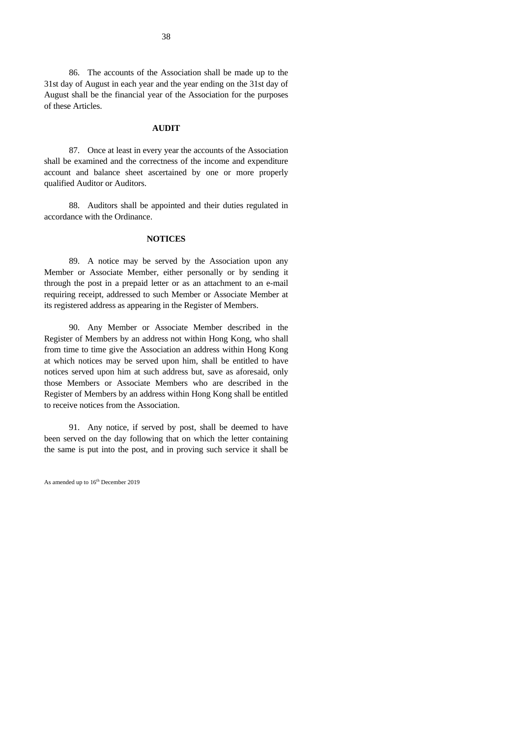86. The accounts of the Association shall be made up to the 31st day of August in each year and the year ending on the 31st day of August shall be the financial year of the Association for the purposes of these Articles.

## AUDIT

87. Once at least in every year the accounts of the Association shall be examined and the correctness of the income and expenditure account and balance sheet ascertained by one or more properly qualified Auditor or Auditors.

88. Auditors shall be appointed and their duties regulated in accordance with the Ordinance.

## NOTICES

89. A notice may be served by the Association upon any Member or Associate Member, either personally or by sending it through the post in a prepaid letter or as an attachment to an e-mail requiring receipt, addressed to such Member or Associate Member at its registered address as appearing in the Register of Members.

90. Any Member or Associate Member described in the Register of Members by an address not within Hong Kong, who shall from time to time give the Association an address within Hong Kong at which notices may be served upon him, shall be entitled to have notices served upon him at such address but, save as aforesaid, only those Members or Associate Members who are described in the Register of Members by an address within Hong Kong shall be entitled to receive notices from the Association.

91. Any notice, if served by post, shall be deemed to have been served on the day following that on which the letter containing the same is put into the post, and in proving such service it shall be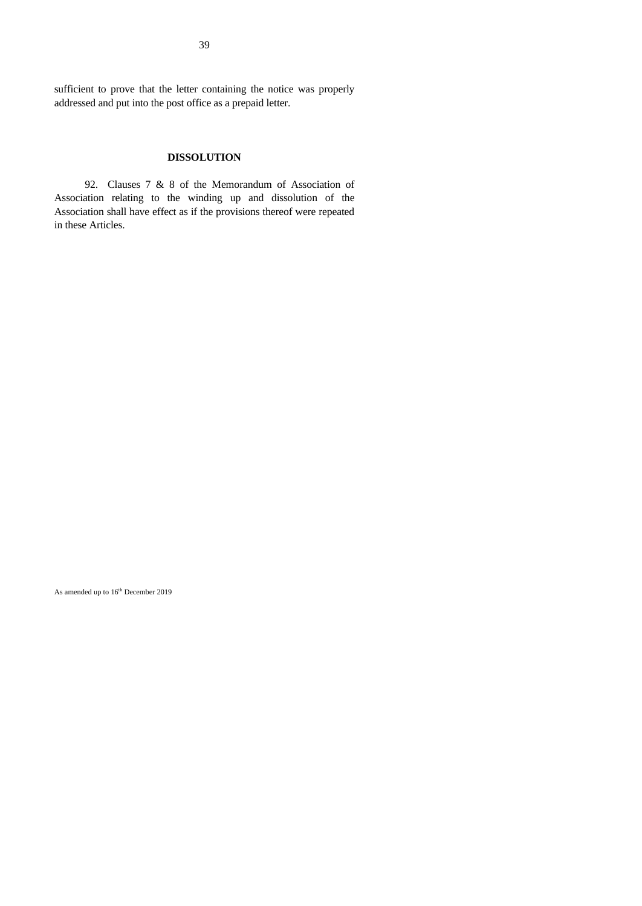sufficient to prove that the letter containing the notice was properly addressed and put into the post office as a prepaid letter.

## DISSOLUTION

92. Clauses 7 & 8 of the Memorandum of Association of Association relating to the winding up and dissolution of the Association shall have effect as if the provisions thereof were repeated in these Articles.

As amended up to 16th December 2019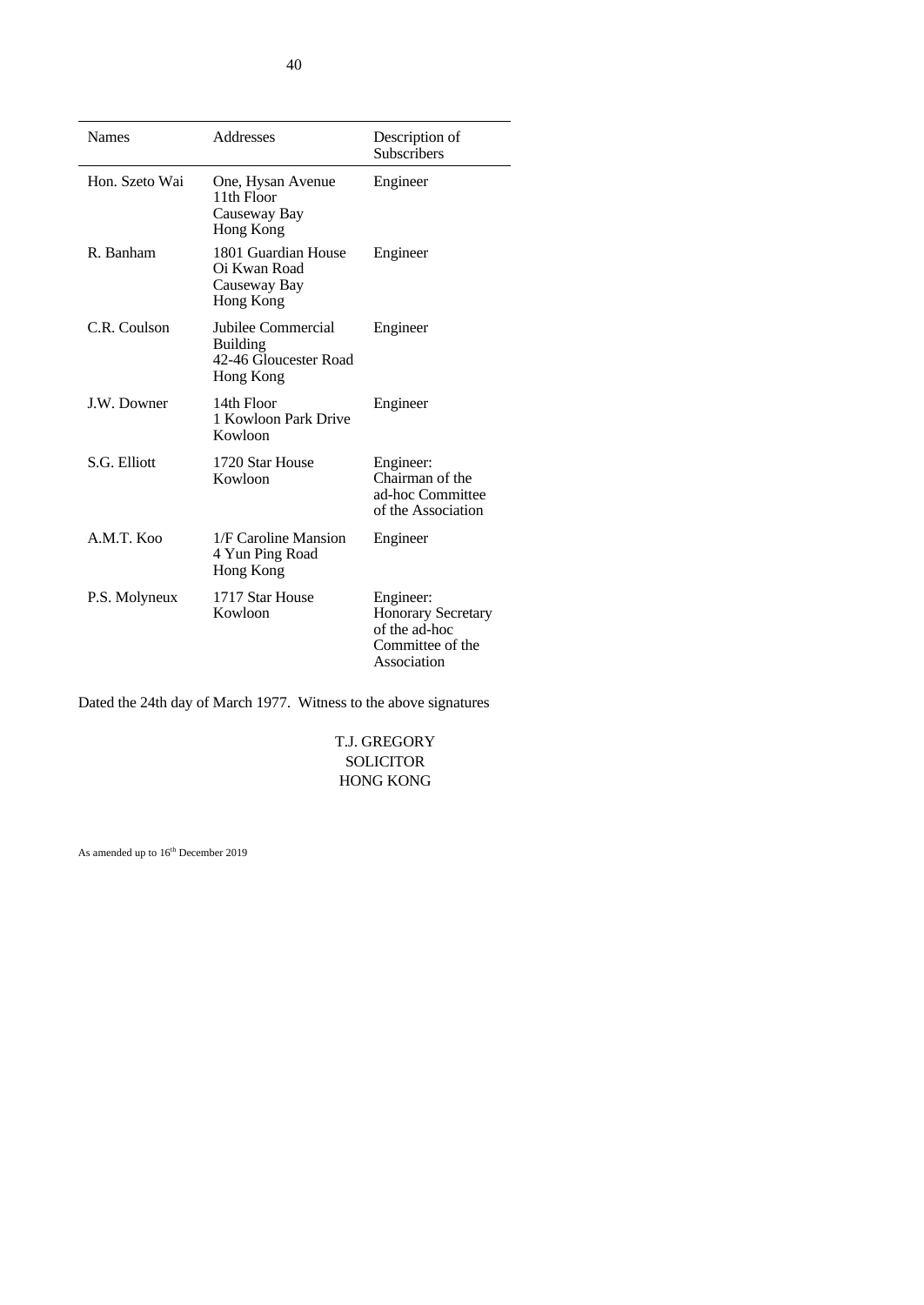| Names | Addresses | Description of Subscribers |
|---|---|---|
| Hon. Szeto Wai | One, Hysan Avenue<br>11th Floor<br>Causeway Bay<br>Hong Kong | Engineer |
| R. Banham | 1801 Guardian House<br>Oi Kwan Road<br>Causeway Bay<br>Hong Kong | Engineer |
| C.R. Coulson | Jubilee Commercial Building<br>42-46 Gloucester Road<br>Hong Kong | Engineer |
| J.W. Downer | 14th Floor<br>1 Kowloon Park Drive<br>Kowloon | Engineer |
| S.G. Elliott | 1720 Star House<br>Kowloon | Engineer:<br>Chairman of the ad-hoc Committee of the Association |
| A.M.T. Koo | 1/F Caroline Mansion<br>4 Yun Ping Road<br>Hong Kong | Engineer |
| P.S. Molyneux | 1717 Star House<br>Kowloon | Engineer:<br>Honorary Secretary of the ad-hoc Committee of the Association |

Dated the 24th day of March 1977. Witness to the above signatures

T.J. GREGORY
SOLICITOR
HONG KONG

As amended up to 16th December 2019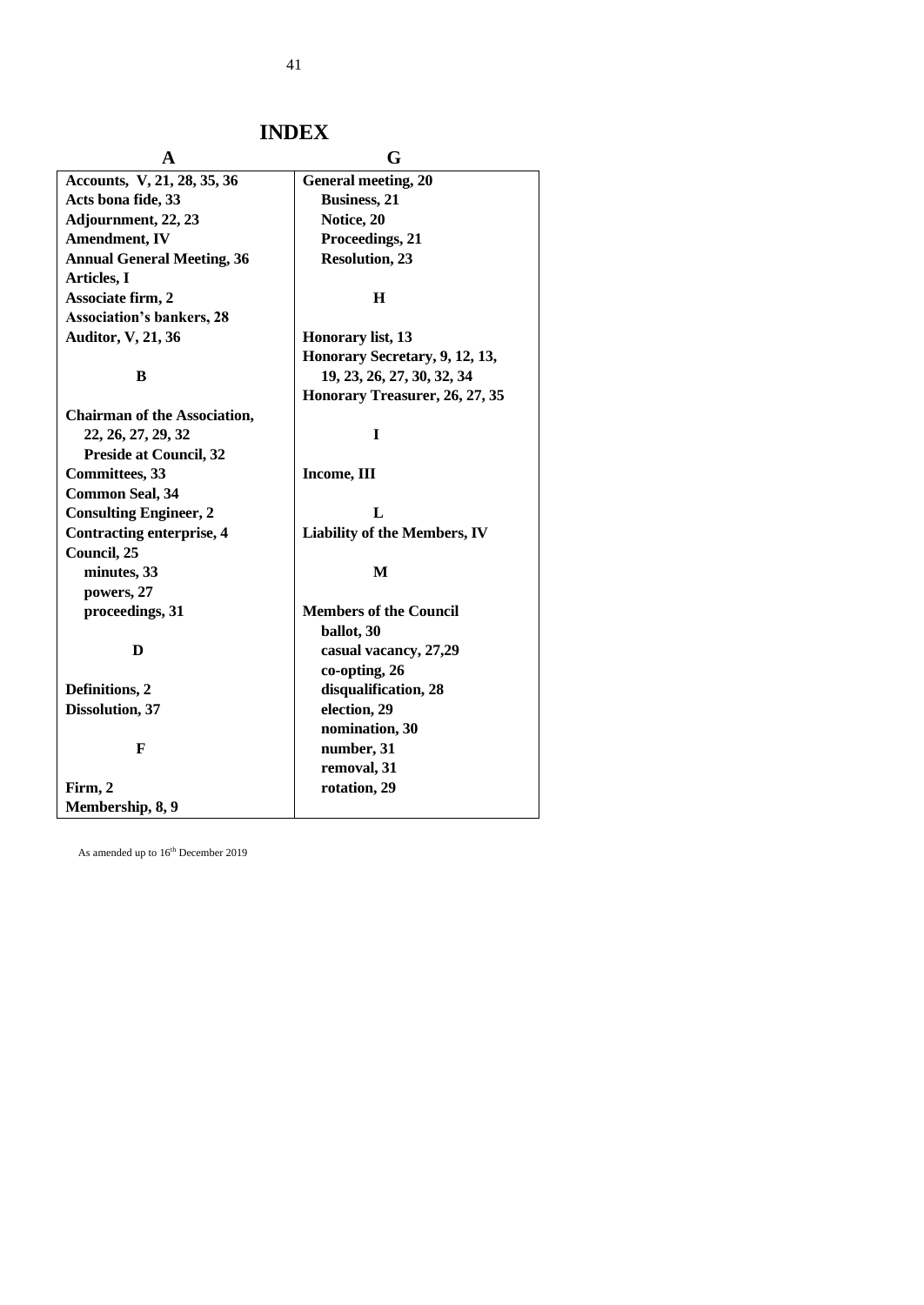# INDEX

**A**

**Accounts, V, 21, 28, 35, 36**
**Acts bona fide, 33**
**Adjournment, 22, 23**
**Amendment, IV**
**Annual General Meeting, 36**
**Articles, I**
**Associate firm, 2**
**Association's bankers, 28**
**Auditor, V, 21, 36**

**B**

**Chairman of the Association, 22, 26, 27, 29, 32**
- **Preside at Council, 32**

**Committees, 33**
**Common Seal, 34**
**Consulting Engineer, 2**
**Contracting enterprise, 4**
**Council, 25**
- **minutes, 33**
- **powers, 27**
- **proceedings, 31**

**D**

**Definitions, 2**
**Dissolution, 37**

**F**

**Firm, 2**
**Membership, 8, 9**

**G**

**General meeting, 20**
- **Business, 21**
- **Notice, 20**
- **Proceedings, 21**
- **Resolution, 23**

**H**

**Honorary list, 13**
**Honorary Secretary, 9, 12, 13, 19, 23, 26, 27, 30, 32, 34**
**Honorary Treasurer, 26, 27, 35**

**I**

**Income, III**

**L**

**Liability of the Members, IV**

**M**

**Members of the Council**
- **ballot, 30**
- **casual vacancy, 27,29**
- **co-opting, 26**
- **disqualification, 28**
- **election, 29**
- **nomination, 30**
- **number, 31**
- **removal, 31**
- **rotation, 29**

As amended up to 16th December 2019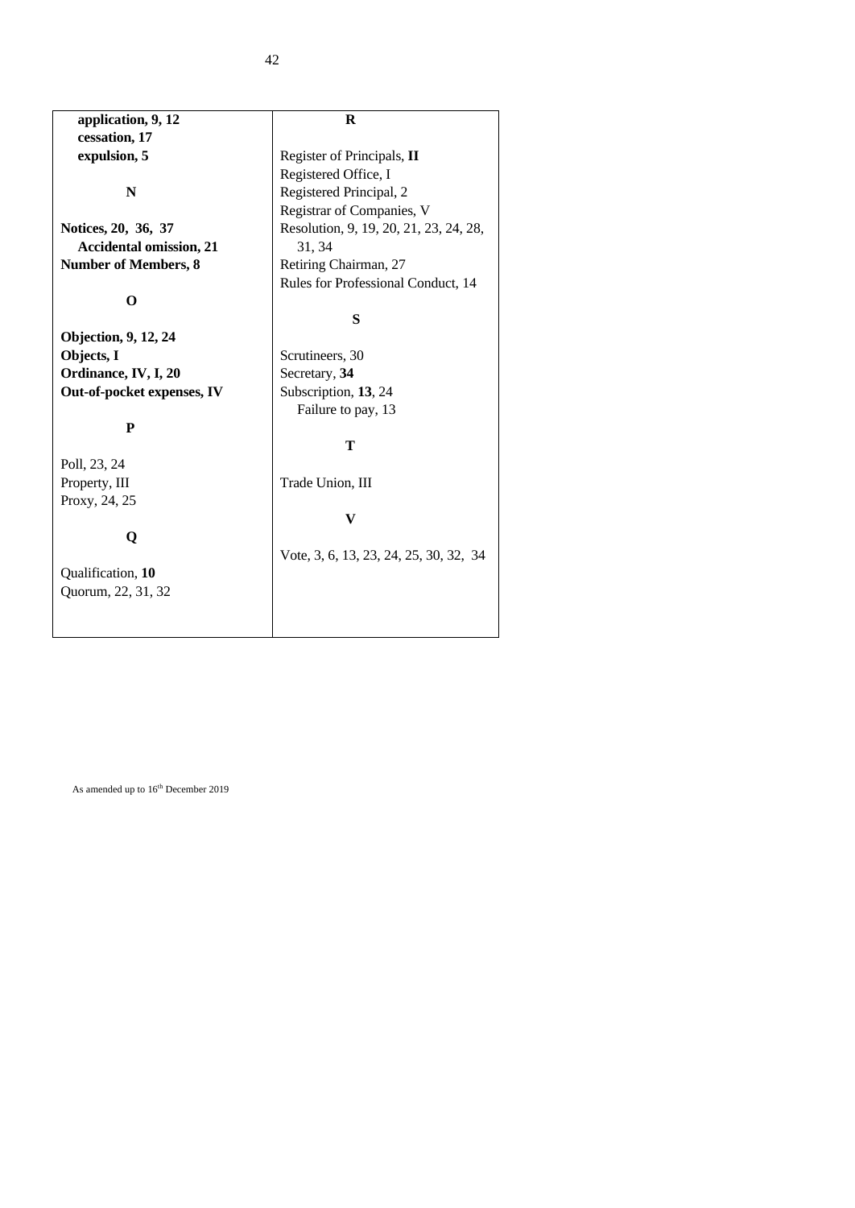**application, 9, 12**
**cessation, 17**
**expulsion, 5**

**N**

**Notices, 20, 36, 37**
**Accidental omission, 21**
**Number of Members, 8**

**O**

**Objection, 9, 12, 24**
**Objects, I**
**Ordinance, IV, I, 20**
**Out-of-pocket expenses, IV**

**P**

Poll, 23, 24
Property, III
Proxy, 24, 25

**Q**

Qualification, **10**
Quorum, 22, 31, 32

**R**

Register of Principals, **II**
Registered Office, I
Registered Principal, 2
Registrar of Companies, V
Resolution, 9, 19, 20, 21, 23, 24, 28, 31, 34
Retiring Chairman, 27
Rules for Professional Conduct, 14

**S**

Scrutineers, 30
Secretary, **34**
Subscription, **13**, 24
Failure to pay, 13

**T**

Trade Union, III

**V**

Vote, 3, 6, 13, 23, 24, 25, 30, 32, 34

As amended up to 16th December 2019